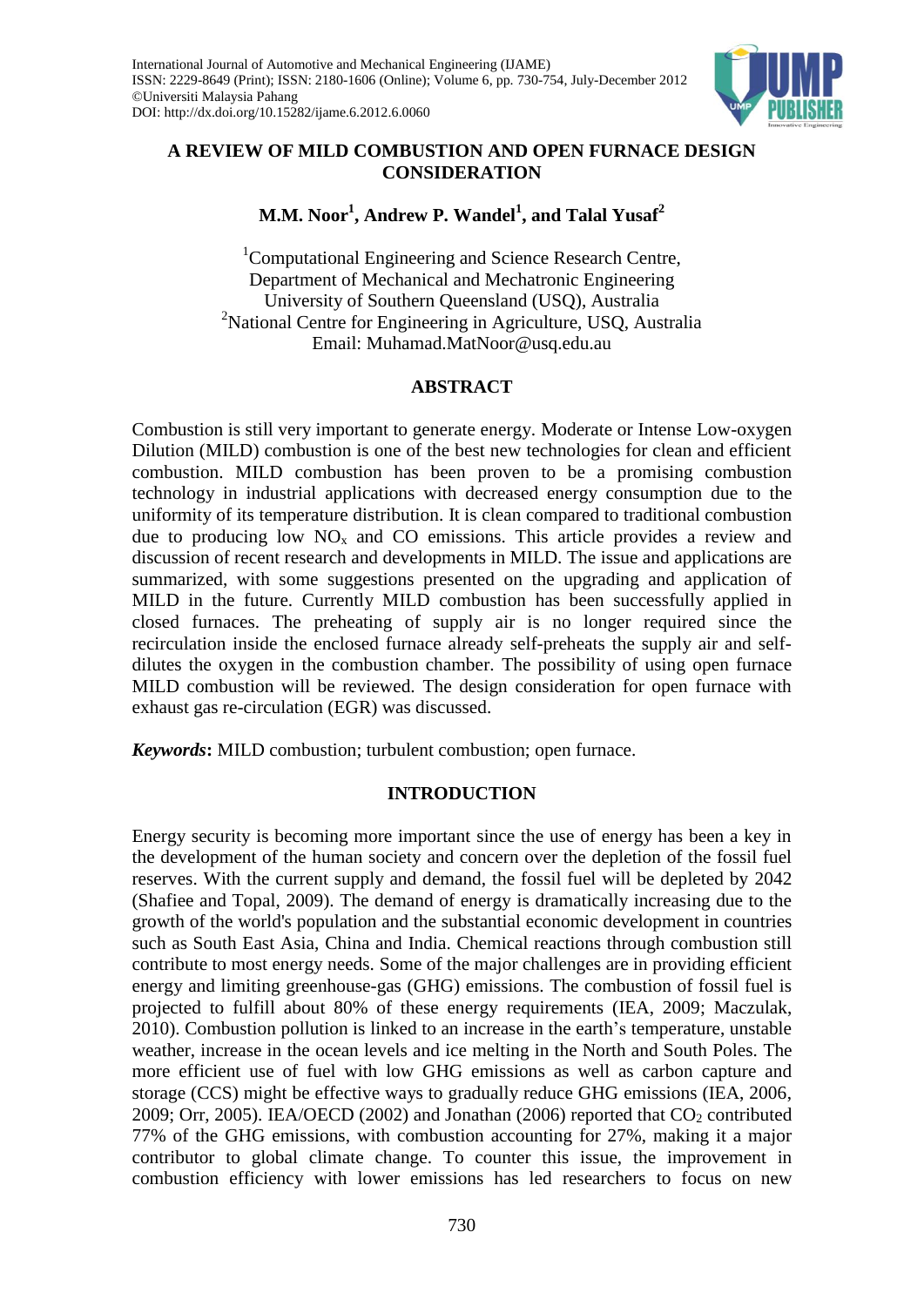# A REVIEW OF MILD COMBUSTION AND OPEN FURNACE DESIGN CONSIDERATION

**M.M. Noor[1], Andrew P. Wandel[1], and Talal Yusaf[2]**

[1]Computational Engineering and Science Research Centre,
Department of Mechanical and Mechatronic Engineering
University of Southern Queensland (USQ), Australia
[2]National Centre for Engineering in Agriculture, USQ, Australia
Email: Muhamad.MatNoor@usq.edu.au

## ABSTRACT

Combustion is still very important to generate energy. Moderate or Intense Low-oxygen Dilution (MILD) combustion is one of the best new technologies for clean and efficient combustion. MILD combustion has been proven to be a promising combustion technology in industrial applications with decreased energy consumption due to the uniformity of its temperature distribution. It is clean compared to traditional combustion due to producing low $NO_x$ and CO emissions. This article provides a review and discussion of recent research and developments in MILD. The issue and applications are summarized, with some suggestions presented on the upgrading and application of MILD in the future. Currently MILD combustion has been successfully applied in closed furnaces. The preheating of supply air is no longer required since the recirculation inside the enclosed furnace already self-preheats the supply air and self-dilutes the oxygen in the combustion chamber. The possibility of using open furnace MILD combustion will be reviewed. The design consideration for open furnace with exhaust gas re-circulation (EGR) was discussed.

***Keywords*:** MILD combustion; turbulent combustion; open furnace.

## INTRODUCTION

Energy security is becoming more important since the use of energy has been a key in the development of the human society and concern over the depletion of the fossil fuel reserves. With the current supply and demand, the fossil fuel will be depleted by 2042 (Shafiee and Topal, 2009). The demand of energy is dramatically increasing due to the growth of the world's population and the substantial economic development in countries such as South East Asia, China and India. Chemical reactions through combustion still contribute to most energy needs. Some of the major challenges are in providing efficient energy and limiting greenhouse-gas (GHG) emissions. The combustion of fossil fuel is projected to fulfill about 80% of these energy requirements (IEA, 2009; Maczulak, 2010). Combustion pollution is linked to an increase in the earth's temperature, unstable weather, increase in the ocean levels and ice melting in the North and South Poles. The more efficient use of fuel with low GHG emissions as well as carbon capture and storage (CCS) might be effective ways to gradually reduce GHG emissions (IEA, 2006, 2009; Orr, 2005). IEA/OECD (2002) and Jonathan (2006) reported that $CO_2$ contributed 77% of the GHG emissions, with combustion accounting for 27%, making it a major contributor to global climate change. To counter this issue, the improvement in combustion efficiency with lower emissions has led researchers to focus on new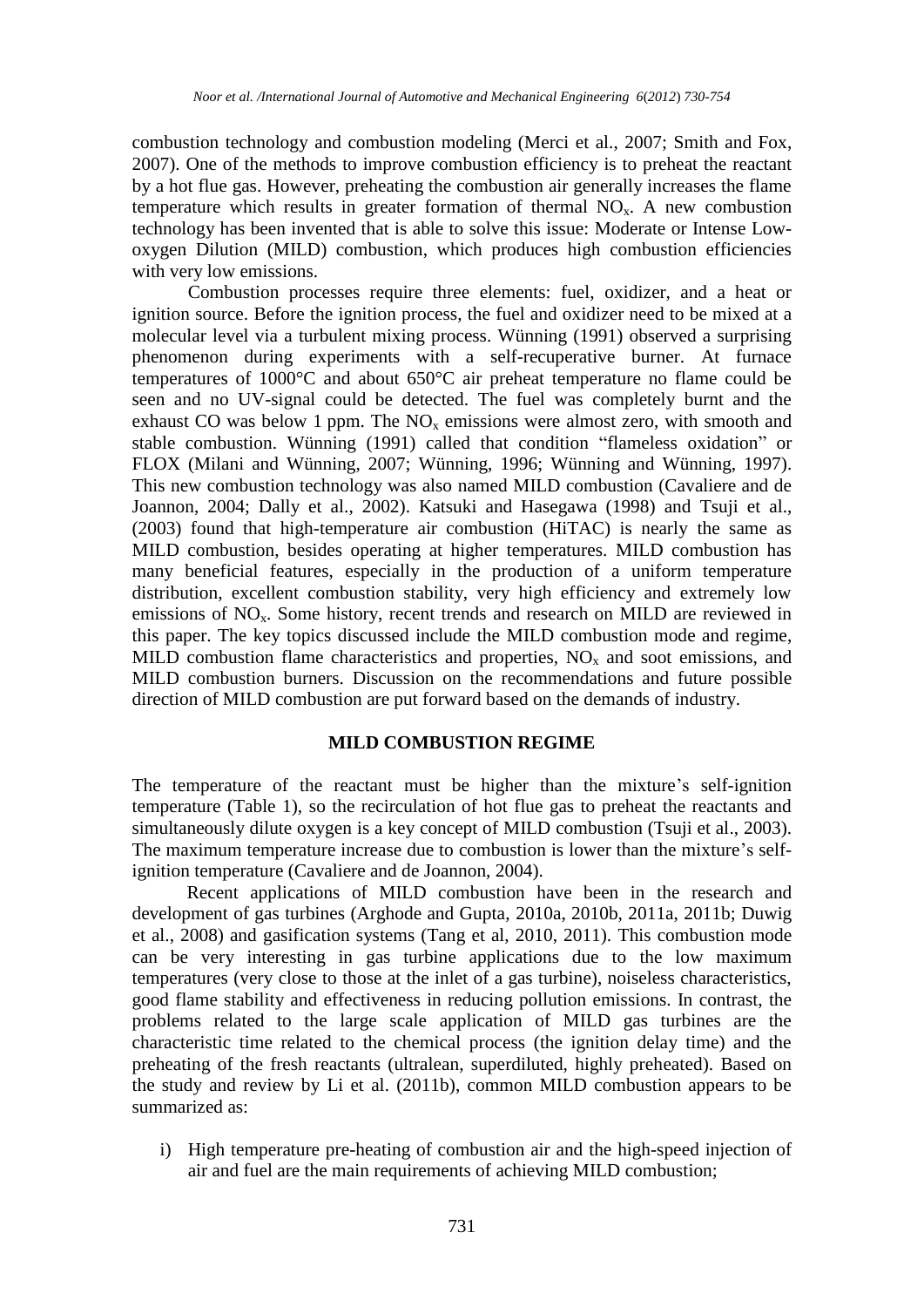combustion technology and combustion modeling (Merci et al., 2007; Smith and Fox, 2007). One of the methods to improve combustion efficiency is to preheat the reactant by a hot flue gas. However, preheating the combustion air generally increases the flame temperature which results in greater formation of thermal $NO_x$. A new combustion technology has been invented that is able to solve this issue: Moderate or Intense Low-oxygen Dilution (MILD) combustion, which produces high combustion efficiencies with very low emissions.

Combustion processes require three elements: fuel, oxidizer, and a heat or ignition source. Before the ignition process, the fuel and oxidizer need to be mixed at a molecular level via a turbulent mixing process. Wünning (1991) observed a surprising phenomenon during experiments with a self-recuperative burner. At furnace temperatures of 1000°C and about 650°C air preheat temperature no flame could be seen and no UV-signal could be detected. The fuel was completely burnt and the exhaust CO was below 1 ppm. The $NO_x$ emissions were almost zero, with smooth and stable combustion. Wünning (1991) called that condition "flameless oxidation" or FLOX (Milani and Wünning, 2007; Wünning, 1996; Wünning and Wünning, 1997). This new combustion technology was also named MILD combustion (Cavaliere and de Joannon, 2004; Dally et al., 2002). Katsuki and Hasegawa (1998) and Tsuji et al., (2003) found that high-temperature air combustion (HiTAC) is nearly the same as MILD combustion, besides operating at higher temperatures. MILD combustion has many beneficial features, especially in the production of a uniform temperature distribution, excellent combustion stability, very high efficiency and extremely low emissions of $NO_x$. Some history, recent trends and research on MILD are reviewed in this paper. The key topics discussed include the MILD combustion mode and regime, MILD combustion flame characteristics and properties, $NO_x$ and soot emissions, and MILD combustion burners. Discussion on the recommendations and future possible direction of MILD combustion are put forward based on the demands of industry.

## MILD COMBUSTION REGIME

The temperature of the reactant must be higher than the mixture's self-ignition temperature (Table 1), so the recirculation of hot flue gas to preheat the reactants and simultaneously dilute oxygen is a key concept of MILD combustion (Tsuji et al., 2003). The maximum temperature increase due to combustion is lower than the mixture's self-ignition temperature (Cavaliere and de Joannon, 2004).

Recent applications of MILD combustion have been in the research and development of gas turbines (Arghode and Gupta, 2010a, 2010b, 2011a, 2011b; Duwig et al., 2008) and gasification systems (Tang et al, 2010, 2011). This combustion mode can be very interesting in gas turbine applications due to the low maximum temperatures (very close to those at the inlet of a gas turbine), noiseless characteristics, good flame stability and effectiveness in reducing pollution emissions. In contrast, the problems related to the large scale application of MILD gas turbines are the characteristic time related to the chemical process (the ignition delay time) and the preheating of the fresh reactants (ultralean, superdiluted, highly preheated). Based on the study and review by Li et al. (2011b), common MILD combustion appears to be summarized as:

i) High temperature pre-heating of combustion air and the high-speed injection of air and fuel are the main requirements of achieving MILD combustion;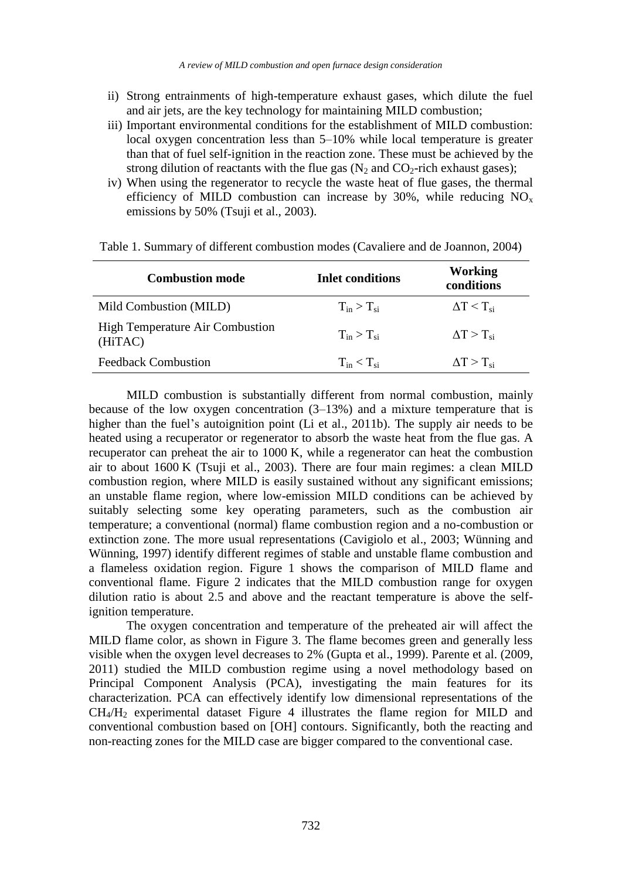ii) Strong entrainments of high-temperature exhaust gases, which dilute the fuel and air jets, are the key technology for maintaining MILD combustion;

iii) Important environmental conditions for the establishment of MILD combustion: local oxygen concentration less than 5–10% while local temperature is greater than that of fuel self-ignition in the reaction zone. These must be achieved by the strong dilution of reactants with the flue gas ($N_2$ and $CO_2$-rich exhaust gases);

iv) When using the regenerator to recycle the waste heat of flue gases, the thermal efficiency of MILD combustion can increase by 30%, while reducing $NO_x$ emissions by 50% (Tsuji et al., 2003).

Table 1. Summary of different combustion modes (Cavaliere and de Joannon, 2004)

| Combustion mode | Inlet conditions | Working conditions |
|---|---|---|
| Mild Combustion (MILD) | $T_{in} > T_{si}$ | $\Delta T < T_{si}$ |
| High Temperature Air Combustion (HiTAC) | $T_{in} > T_{si}$ | $\Delta T > T_{si}$ |
| Feedback Combustion | $T_{in} < T_{si}$ | $\Delta T > T_{si}$ |

MILD combustion is substantially different from normal combustion, mainly because of the low oxygen concentration (3–13%) and a mixture temperature that is higher than the fuel's autoignition point (Li et al., 2011b). The supply air needs to be heated using a recuperator or regenerator to absorb the waste heat from the flue gas. A recuperator can preheat the air to 1000 K, while a regenerator can heat the combustion air to about 1600 K (Tsuji et al., 2003). There are four main regimes: a clean MILD combustion region, where MILD is easily sustained without any significant emissions; an unstable flame region, where low-emission MILD conditions can be achieved by suitably selecting some key operating parameters, such as the combustion air temperature; a conventional (normal) flame combustion region and a no-combustion or extinction zone. The more usual representations (Cavigiolo et al., 2003; Wünning and Wünning, 1997) identify different regimes of stable and unstable flame combustion and a flameless oxidation region. Figure 1 shows the comparison of MILD flame and conventional flame. Figure 2 indicates that the MILD combustion range for oxygen dilution ratio is about 2.5 and above and the reactant temperature is above the self-ignition temperature.

The oxygen concentration and temperature of the preheated air will affect the MILD flame color, as shown in Figure 3. The flame becomes green and generally less visible when the oxygen level decreases to 2% (Gupta et al., 1999). Parente et al. (2009, 2011) studied the MILD combustion regime using a novel methodology based on Principal Component Analysis (PCA), investigating the main features for its characterization. PCA can effectively identify low dimensional representations of the $CH_4/H_2$ experimental dataset Figure 4 illustrates the flame region for MILD and conventional combustion based on [OH] contours. Significantly, both the reacting and non-reacting zones for the MILD case are bigger compared to the conventional case.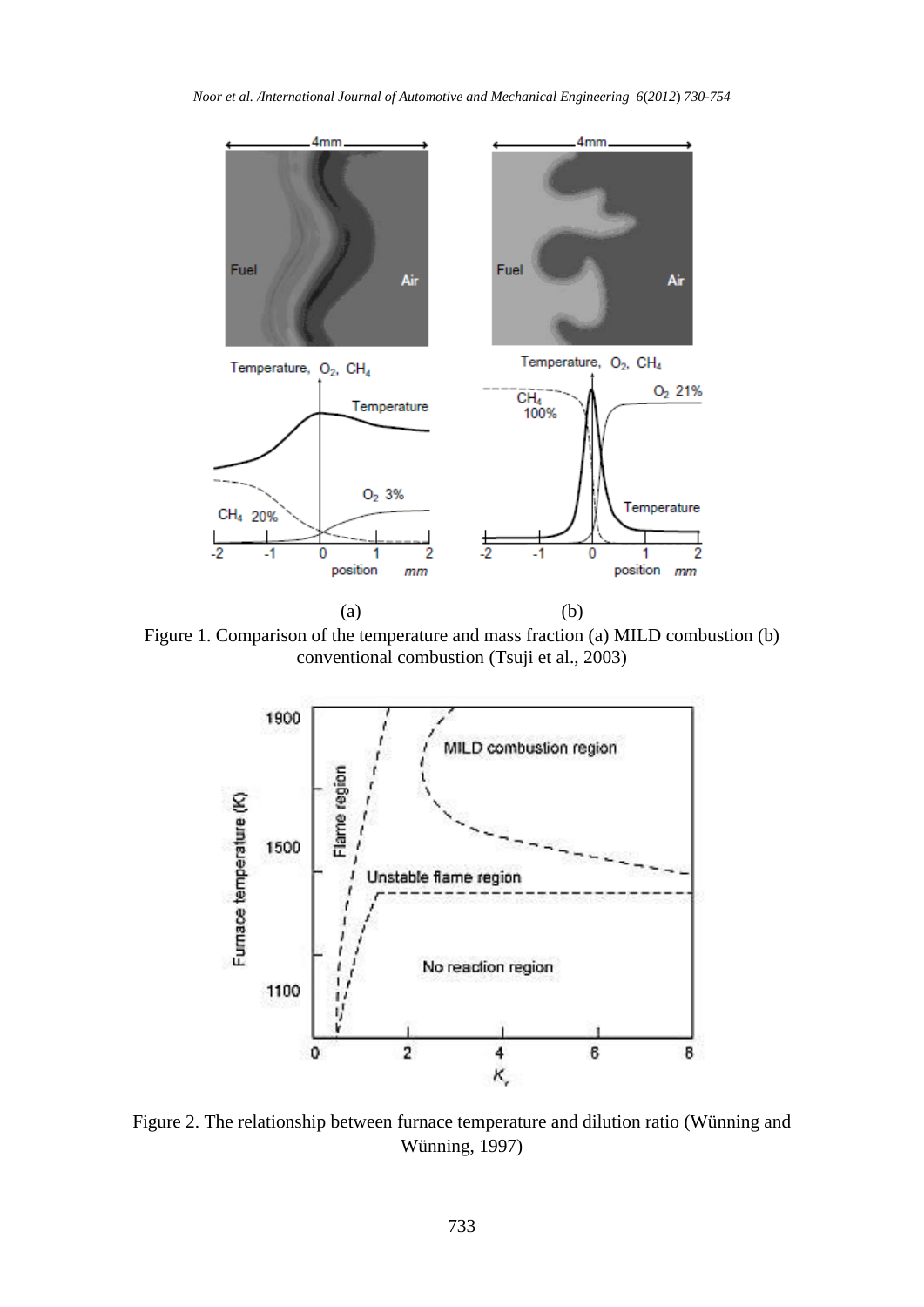4mm

Fuel

Air

Temperature, $O_2$, $CH_4$

Temperature

$O_2$ 3%

$CH_4$ 20%

-2 -1 0 1 2

position mm

4mm

Fuel

Air

Temperature, $O_2$, $CH_4$

$CH_4$ 100%

$O_2$ 21%

Temperature

-2 -1 0 1 2

position mm

(a) (b)

Figure 1. Comparison of the temperature and mass fraction (a) MILD combustion (b) conventional combustion (Tsuji et al., 2003)

1900

1500

1100

Furnace temperature (K)

0 2 4 6 8

$K_v$

Flame region

MILD combustion region

Unstable flame region

No reaction region

Figure 2. The relationship between furnace temperature and dilution ratio (Wünning and Wünning, 1997)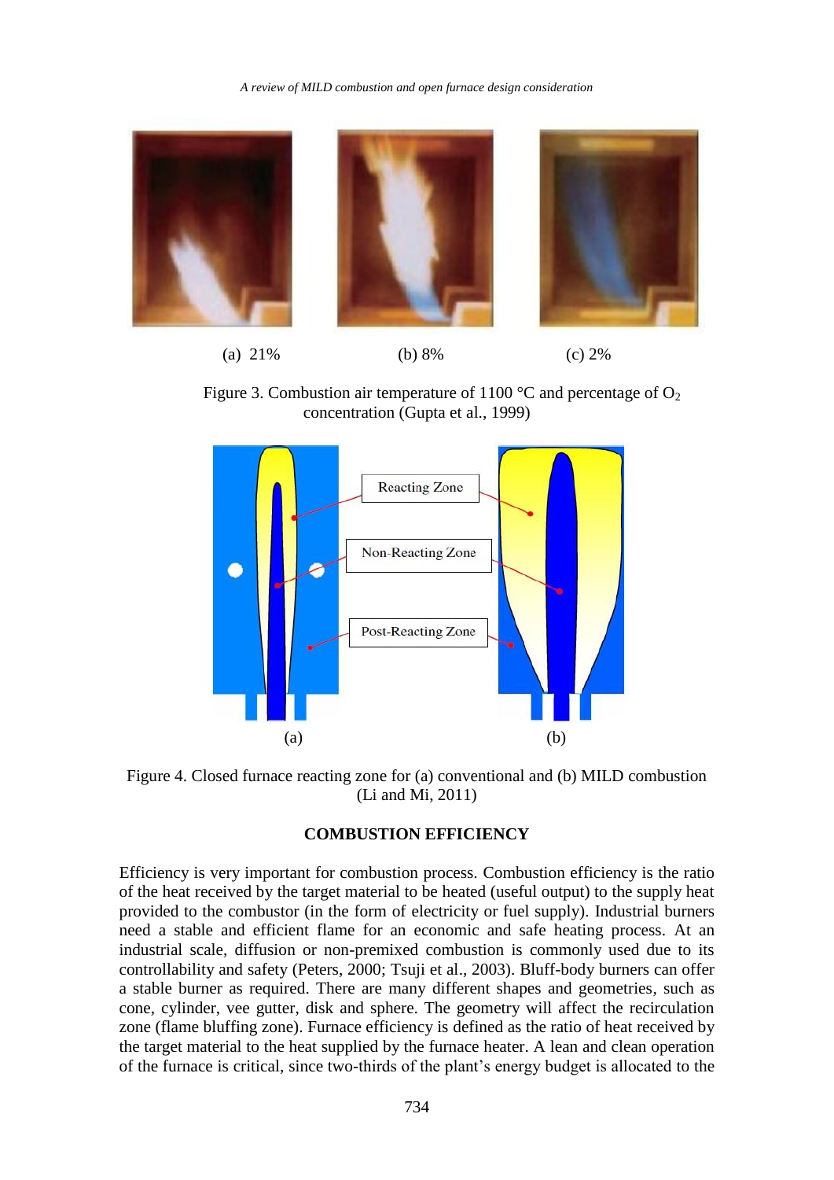(a) 21%

(b) 8%

(c) 2%

Figure 3. Combustion air temperature of 1100 °C and percentage of $O_2$ concentration (Gupta et al., 1999)

Reacting Zone

Non-Reacting Zone

Post-Reacting Zone

(a)

(b)

Figure 4. Closed furnace reacting zone for (a) conventional and (b) MILD combustion (Li and Mi, 2011)

## COMBUSTION EFFICIENCY

Efficiency is very important for combustion process. Combustion efficiency is the ratio of the heat received by the target material to be heated (useful output) to the supply heat provided to the combustor (in the form of electricity or fuel supply). Industrial burners need a stable and efficient flame for an economic and safe heating process. At an industrial scale, diffusion or non-premixed combustion is commonly used due to its controllability and safety (Peters, 2000; Tsuji et al., 2003). Bluff-body burners can offer a stable burner as required. There are many different shapes and geometries, such as cone, cylinder, vee gutter, disk and sphere. The geometry will affect the recirculation zone (flame bluffing zone). Furnace efficiency is defined as the ratio of heat received by the target material to the heat supplied by the furnace heater. A lean and clean operation of the furnace is critical, since two-thirds of the plant's energy budget is allocated to the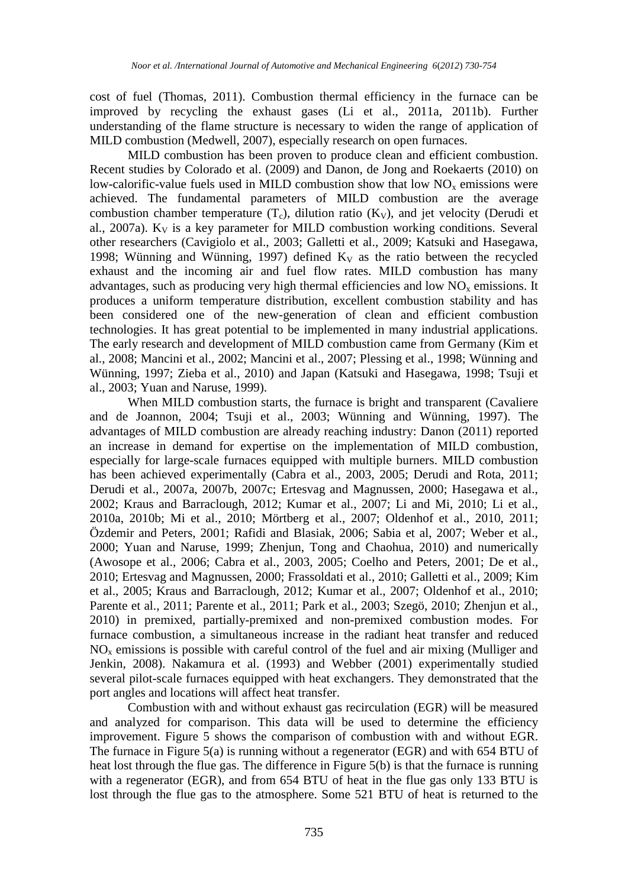cost of fuel (Thomas, 2011). Combustion thermal efficiency in the furnace can be improved by recycling the exhaust gases (Li et al., 2011a, 2011b). Further understanding of the flame structure is necessary to widen the range of application of MILD combustion (Medwell, 2007), especially research on open furnaces.

MILD combustion has been proven to produce clean and efficient combustion. Recent studies by Colorado et al. (2009) and Danon, de Jong and Roekaerts (2010) on low-calorific-value fuels used in MILD combustion show that low $NO_x$ emissions were achieved. The fundamental parameters of MILD combustion are the average combustion chamber temperature ($T_c$), dilution ratio ($K_V$), and jet velocity (Derudi et al., 2007a). $K_V$ is a key parameter for MILD combustion working conditions. Several other researchers (Cavigiolo et al., 2003; Galletti et al., 2009; Katsuki and Hasegawa, 1998; Wünning and Wünning, 1997) defined $K_V$ as the ratio between the recycled exhaust and the incoming air and fuel flow rates. MILD combustion has many advantages, such as producing very high thermal efficiencies and low $NO_x$ emissions. It produces a uniform temperature distribution, excellent combustion stability and has been considered one of the new-generation of clean and efficient combustion technologies. It has great potential to be implemented in many industrial applications. The early research and development of MILD combustion came from Germany (Kim et al., 2008; Mancini et al., 2002; Mancini et al., 2007; Plessing et al., 1998; Wünning and Wünning, 1997; Zieba et al., 2010) and Japan (Katsuki and Hasegawa, 1998; Tsuji et al., 2003; Yuan and Naruse, 1999).

When MILD combustion starts, the furnace is bright and transparent (Cavaliere and de Joannon, 2004; Tsuji et al., 2003; Wünning and Wünning, 1997). The advantages of MILD combustion are already reaching industry: Danon (2011) reported an increase in demand for expertise on the implementation of MILD combustion, especially for large-scale furnaces equipped with multiple burners. MILD combustion has been achieved experimentally (Cabra et al., 2003, 2005; Derudi and Rota, 2011; Derudi et al., 2007a, 2007b, 2007c; Ertesvag and Magnussen, 2000; Hasegawa et al., 2002; Kraus and Barraclough, 2012; Kumar et al., 2007; Li and Mi, 2010; Li et al., 2010a, 2010b; Mi et al., 2010; Mörtberg et al., 2007; Oldenhof et al., 2010, 2011; Özdemir and Peters, 2001; Rafidi and Blasiak, 2006; Sabia et al, 2007; Weber et al., 2000; Yuan and Naruse, 1999; Zhenjun, Tong and Chaohua, 2010) and numerically (Awosope et al., 2006; Cabra et al., 2003, 2005; Coelho and Peters, 2001; De et al., 2010; Ertesvag and Magnussen, 2000; Frassoldati et al., 2010; Galletti et al., 2009; Kim et al., 2005; Kraus and Barraclough, 2012; Kumar et al., 2007; Oldenhof et al., 2010; Parente et al., 2011; Parente et al., 2011; Park et al., 2003; Szegö, 2010; Zhenjun et al., 2010) in premixed, partially-premixed and non-premixed combustion modes. For furnace combustion, a simultaneous increase in the radiant heat transfer and reduced $NO_x$ emissions is possible with careful control of the fuel and air mixing (Mulliger and Jenkin, 2008). Nakamura et al. (1993) and Webber (2001) experimentally studied several pilot-scale furnaces equipped with heat exchangers. They demonstrated that the port angles and locations will affect heat transfer.

Combustion with and without exhaust gas recirculation (EGR) will be measured and analyzed for comparison. This data will be used to determine the efficiency improvement. Figure 5 shows the comparison of combustion with and without EGR. The furnace in Figure 5(a) is running without a regenerator (EGR) and with 654 BTU of heat lost through the flue gas. The difference in Figure 5(b) is that the furnace is running with a regenerator (EGR), and from 654 BTU of heat in the flue gas only 133 BTU is lost through the flue gas to the atmosphere. Some 521 BTU of heat is returned to the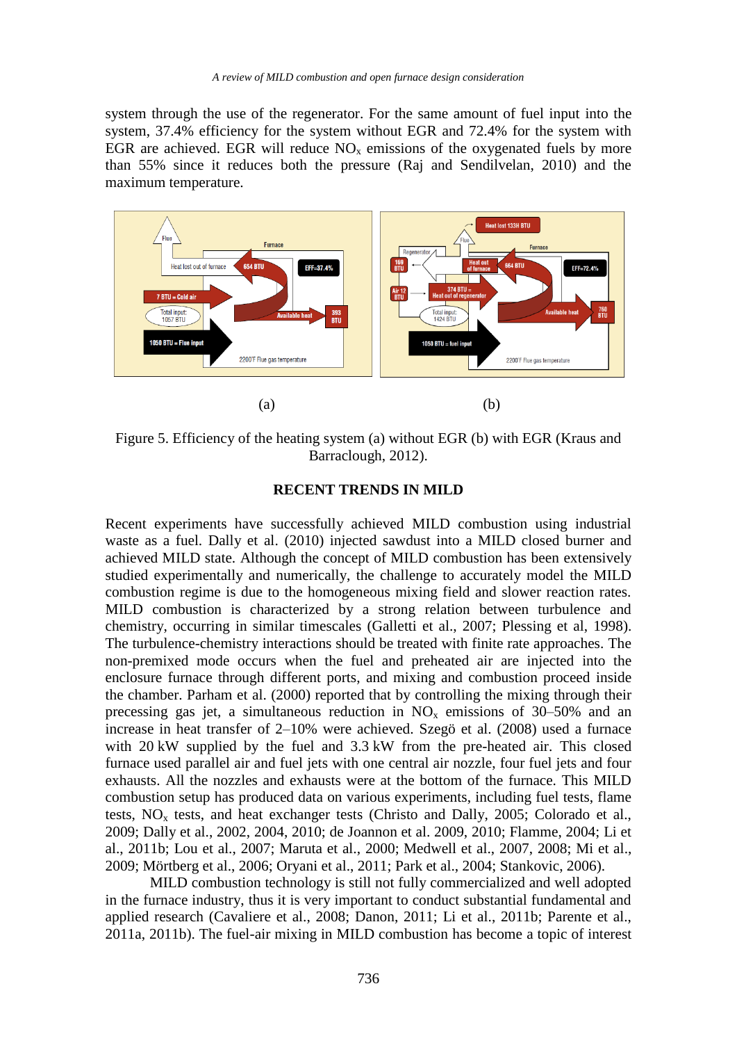system through the use of the regenerator. For the same amount of fuel input into the system, 37.4% efficiency for the system without EGR and 72.4% for the system with EGR are achieved. EGR will reduce $NO_x$ emissions of the oxygenated fuels by more than 55% since it reduces both the pressure (Raj and Sendilvelan, 2010) and the maximum temperature.

Flue
Furnace
Heat lost out of furnace
654 BTU
EFF=37.4%
7 BTU = Cold air
Total input: 1057 BTU
Available heat
393 BTU
1050 BTU = Flue input
2200°F Flue gas temperature

(a)

Heat lost 133H BTU
Flue
Regenerator
Furnace
169 BTU
Heat out of furnace
664 BTU
EFF=72.4%
Air 12 BTU
374 BTU = Heat out of regenerator
Total input: 1424 BTU
Available heat
760 BTU
1050 BTU = fuel input
2200°F Flue gas temperature

(b)

Figure 5. Efficiency of the heating system (a) without EGR (b) with EGR (Kraus and Barraclough, 2012).

## RECENT TRENDS IN MILD

Recent experiments have successfully achieved MILD combustion using industrial waste as a fuel. Dally et al. (2010) injected sawdust into a MILD closed burner and achieved MILD state. Although the concept of MILD combustion has been extensively studied experimentally and numerically, the challenge to accurately model the MILD combustion regime is due to the homogeneous mixing field and slower reaction rates. MILD combustion is characterized by a strong relation between turbulence and chemistry, occurring in similar timescales (Galletti et al., 2007; Plessing et al, 1998). The turbulence-chemistry interactions should be treated with finite rate approaches. The non-premixed mode occurs when the fuel and preheated air are injected into the enclosure furnace through different ports, and mixing and combustion proceed inside the chamber. Parham et al. (2000) reported that by controlling the mixing through their precessing gas jet, a simultaneous reduction in $NO_x$ emissions of 30–50% and an increase in heat transfer of 2–10% were achieved. Szegö et al. (2008) used a furnace with 20 kW supplied by the fuel and 3.3 kW from the pre-heated air. This closed furnace used parallel air and fuel jets with one central air nozzle, four fuel jets and four exhausts. All the nozzles and exhausts were at the bottom of the furnace. This MILD combustion setup has produced data on various experiments, including fuel tests, flame tests, $NO_x$ tests, and heat exchanger tests (Christo and Dally, 2005; Colorado et al., 2009; Dally et al., 2002, 2004, 2010; de Joannon et al. 2009, 2010; Flamme, 2004; Li et al., 2011b; Lou et al., 2007; Maruta et al., 2000; Medwell et al., 2007, 2008; Mi et al., 2009; Mörtberg et al., 2006; Oryani et al., 2011; Park et al., 2004; Stankovic, 2006).

MILD combustion technology is still not fully commercialized and well adopted in the furnace industry, thus it is very important to conduct substantial fundamental and applied research (Cavaliere et al., 2008; Danon, 2011; Li et al., 2011b; Parente et al., 2011a, 2011b). The fuel-air mixing in MILD combustion has become a topic of interest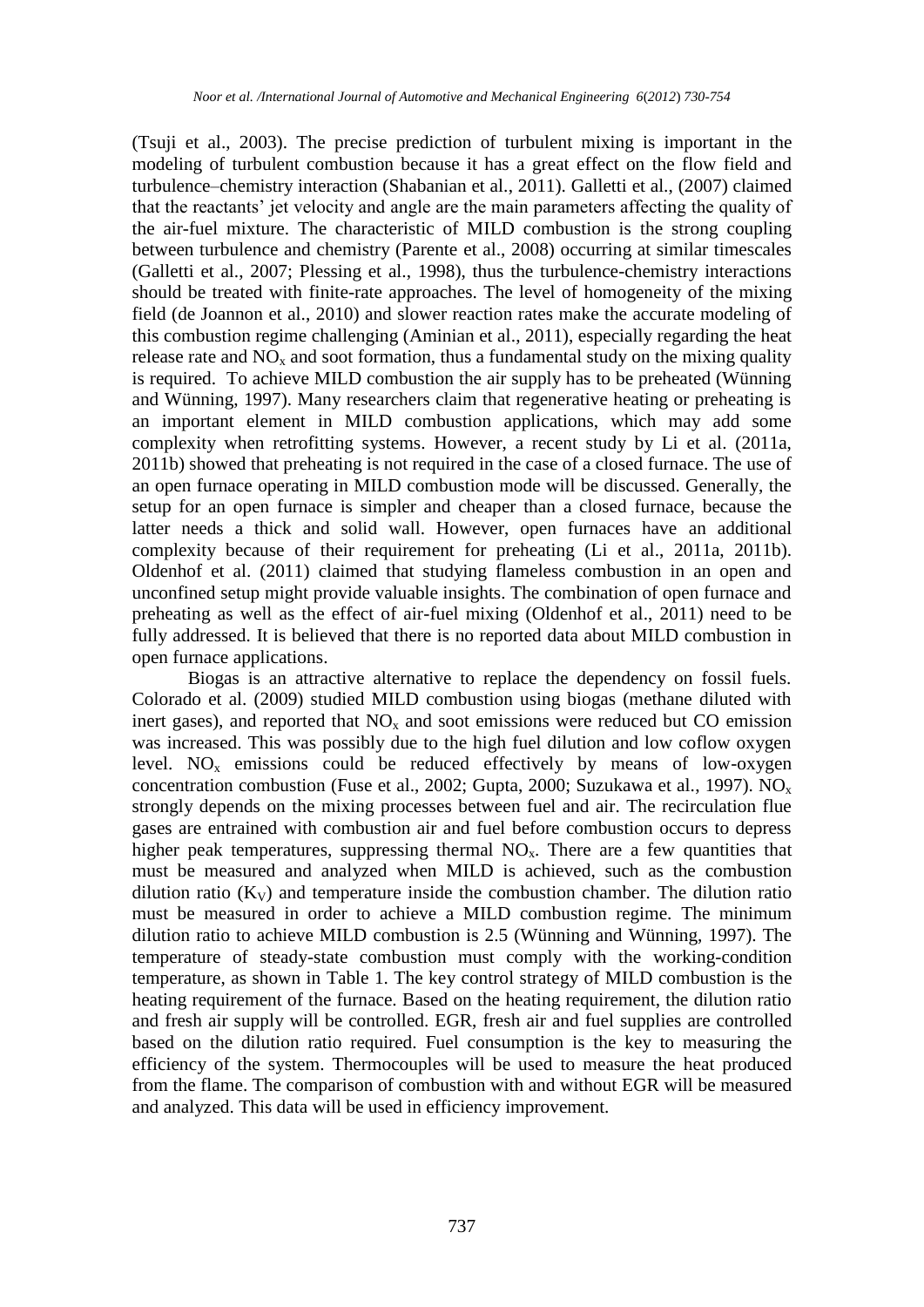(Tsuji et al., 2003). The precise prediction of turbulent mixing is important in the modeling of turbulent combustion because it has a great effect on the flow field and turbulence–chemistry interaction (Shabanian et al., 2011). Galletti et al., (2007) claimed that the reactants' jet velocity and angle are the main parameters affecting the quality of the air-fuel mixture. The characteristic of MILD combustion is the strong coupling between turbulence and chemistry (Parente et al., 2008) occurring at similar timescales (Galletti et al., 2007; Plessing et al., 1998), thus the turbulence-chemistry interactions should be treated with finite-rate approaches. The level of homogeneity of the mixing field (de Joannon et al., 2010) and slower reaction rates make the accurate modeling of this combustion regime challenging (Aminian et al., 2011), especially regarding the heat release rate and $NO_x$ and soot formation, thus a fundamental study on the mixing quality is required. To achieve MILD combustion the air supply has to be preheated (Wünning and Wünning, 1997). Many researchers claim that regenerative heating or preheating is an important element in MILD combustion applications, which may add some complexity when retrofitting systems. However, a recent study by Li et al. (2011a, 2011b) showed that preheating is not required in the case of a closed furnace. The use of an open furnace operating in MILD combustion mode will be discussed. Generally, the setup for an open furnace is simpler and cheaper than a closed furnace, because the latter needs a thick and solid wall. However, open furnaces have an additional complexity because of their requirement for preheating (Li et al., 2011a, 2011b). Oldenhof et al. (2011) claimed that studying flameless combustion in an open and unconfined setup might provide valuable insights. The combination of open furnace and preheating as well as the effect of air-fuel mixing (Oldenhof et al., 2011) need to be fully addressed. It is believed that there is no reported data about MILD combustion in open furnace applications.

Biogas is an attractive alternative to replace the dependency on fossil fuels. Colorado et al. (2009) studied MILD combustion using biogas (methane diluted with inert gases), and reported that $NO_x$ and soot emissions were reduced but CO emission was increased. This was possibly due to the high fuel dilution and low coflow oxygen level. $NO_x$ emissions could be reduced effectively by means of low-oxygen concentration combustion (Fuse et al., 2002; Gupta, 2000; Suzukawa et al., 1997). $NO_x$ strongly depends on the mixing processes between fuel and air. The recirculation flue gases are entrained with combustion air and fuel before combustion occurs to depress higher peak temperatures, suppressing thermal $NO_x$. There are a few quantities that must be measured and analyzed when MILD is achieved, such as the combustion dilution ratio ($K_V$) and temperature inside the combustion chamber. The dilution ratio must be measured in order to achieve a MILD combustion regime. The minimum dilution ratio to achieve MILD combustion is 2.5 (Wünning and Wünning, 1997). The temperature of steady-state combustion must comply with the working-condition temperature, as shown in Table 1. The key control strategy of MILD combustion is the heating requirement of the furnace. Based on the heating requirement, the dilution ratio and fresh air supply will be controlled. EGR, fresh air and fuel supplies are controlled based on the dilution ratio required. Fuel consumption is the key to measuring the efficiency of the system. Thermocouples will be used to measure the heat produced from the flame. The comparison of combustion with and without EGR will be measured and analyzed. This data will be used in efficiency improvement.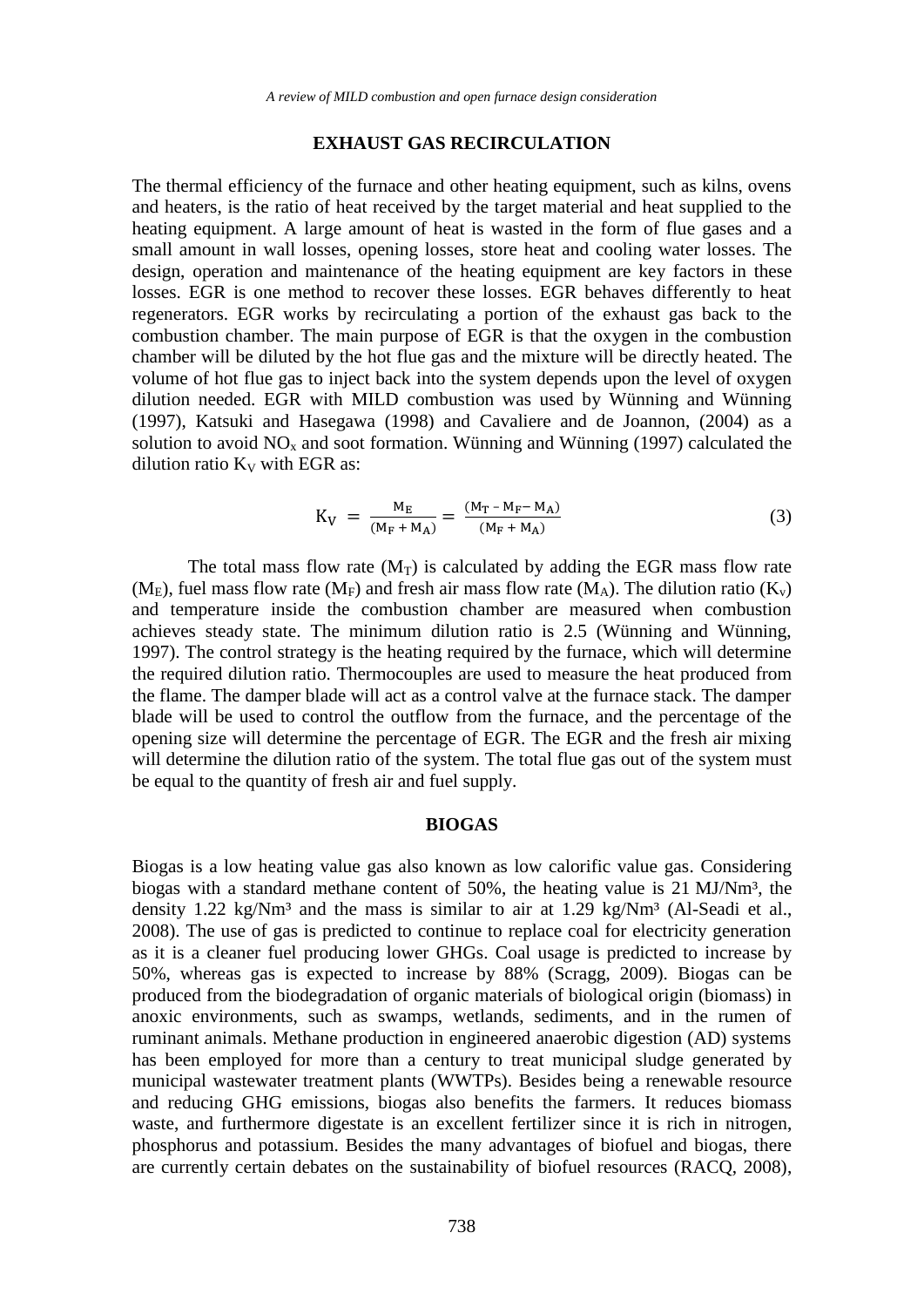## EXHAUST GAS RECIRCULATION

The thermal efficiency of the furnace and other heating equipment, such as kilns, ovens and heaters, is the ratio of heat received by the target material and heat supplied to the heating equipment. A large amount of heat is wasted in the form of flue gases and a small amount in wall losses, opening losses, store heat and cooling water losses. The design, operation and maintenance of the heating equipment are key factors in these losses. EGR is one method to recover these losses. EGR behaves differently to heat regenerators. EGR works by recirculating a portion of the exhaust gas back to the combustion chamber. The main purpose of EGR is that the oxygen in the combustion chamber will be diluted by the hot flue gas and the mixture will be directly heated. The volume of hot flue gas to inject back into the system depends upon the level of oxygen dilution needed. EGR with MILD combustion was used by Wünning and Wünning (1997), Katsuki and Hasegawa (1998) and Cavaliere and de Joannon, (2004) as a solution to avoid $NO_x$ and soot formation. Wünning and Wünning (1997) calculated the dilution ratio $K_V$ with EGR as:

$$K_V = \frac{M_E}{(M_F + M_A)} = \frac{(M_T - M_F - M_A)}{(M_F + M_A)} \tag{3}$$

The total mass flow rate ($M_T$) is calculated by adding the EGR mass flow rate ($M_E$), fuel mass flow rate ($M_F$) and fresh air mass flow rate ($M_A$). The dilution ratio ($K_v$) and temperature inside the combustion chamber are measured when combustion achieves steady state. The minimum dilution ratio is 2.5 (Wünning and Wünning, 1997). The control strategy is the heating required by the furnace, which will determine the required dilution ratio. Thermocouples are used to measure the heat produced from the flame. The damper blade will act as a control valve at the furnace stack. The damper blade will be used to control the outflow from the furnace, and the percentage of the opening size will determine the percentage of EGR. The EGR and the fresh air mixing will determine the dilution ratio of the system. The total flue gas out of the system must be equal to the quantity of fresh air and fuel supply.

## BIOGAS

Biogas is a low heating value gas also known as low calorific value gas. Considering biogas with a standard methane content of 50%, the heating value is 21 MJ/Nm³, the density 1.22 kg/Nm³ and the mass is similar to air at 1.29 kg/Nm³ (Al-Seadi et al., 2008). The use of gas is predicted to continue to replace coal for electricity generation as it is a cleaner fuel producing lower GHGs. Coal usage is predicted to increase by 50%, whereas gas is expected to increase by 88% (Scragg, 2009). Biogas can be produced from the biodegradation of organic materials of biological origin (biomass) in anoxic environments, such as swamps, wetlands, sediments, and in the rumen of ruminant animals. Methane production in engineered anaerobic digestion (AD) systems has been employed for more than a century to treat municipal sludge generated by municipal wastewater treatment plants (WWTPs). Besides being a renewable resource and reducing GHG emissions, biogas also benefits the farmers. It reduces biomass waste, and furthermore digestate is an excellent fertilizer since it is rich in nitrogen, phosphorus and potassium. Besides the many advantages of biofuel and biogas, there are currently certain debates on the sustainability of biofuel resources (RACQ, 2008),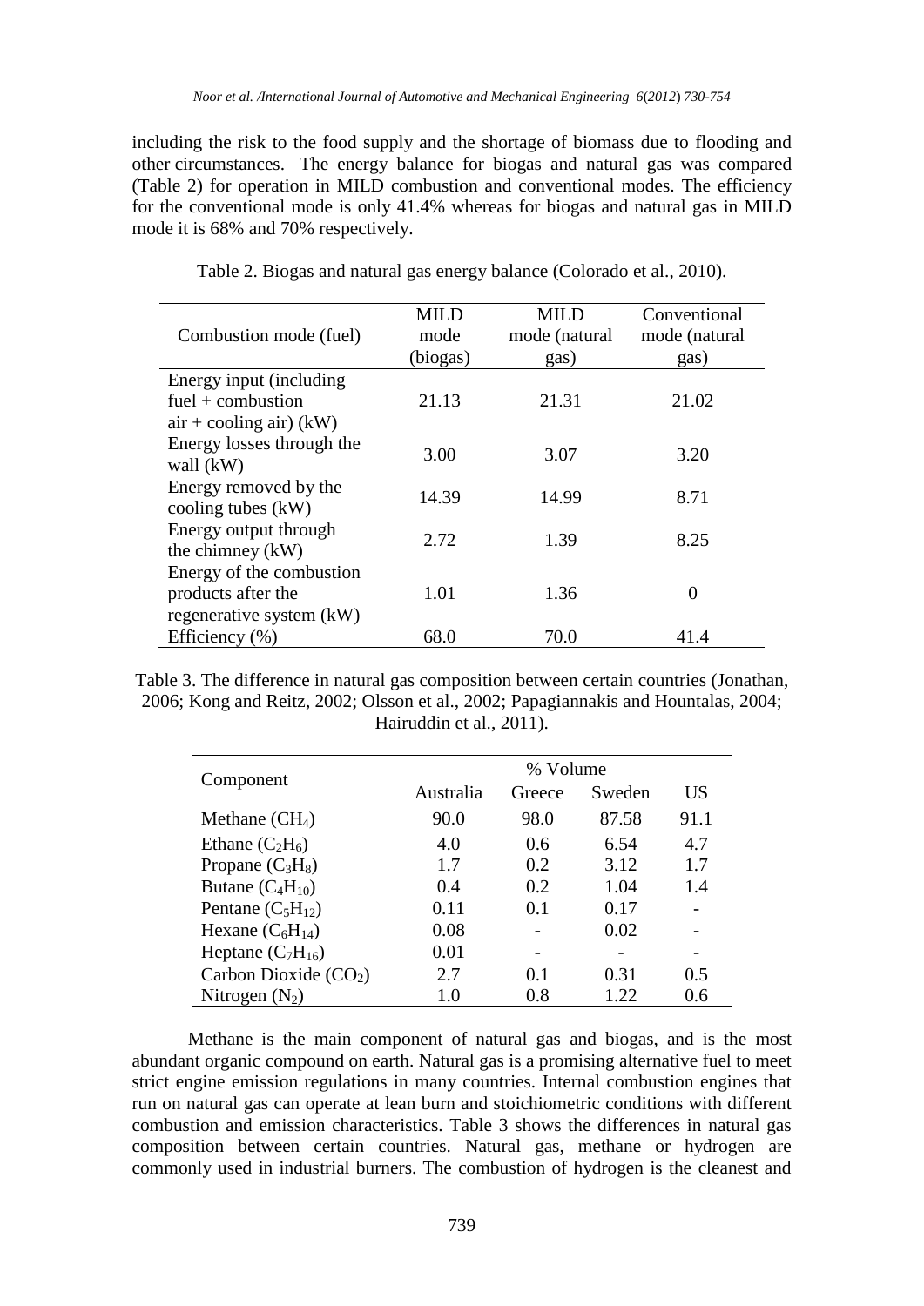including the risk to the food supply and the shortage of biomass due to flooding and other circumstances. The energy balance for biogas and natural gas was compared (Table 2) for operation in MILD combustion and conventional modes. The efficiency for the conventional mode is only 41.4% whereas for biogas and natural gas in MILD mode it is 68% and 70% respectively.

Table 2. Biogas and natural gas energy balance (Colorado et al., 2010).

| Combustion mode (fuel) | MILD mode (biogas) | MILD mode (natural gas) | Conventional mode (natural gas) |
|---|---|---|---|
| Energy input (including fuel + combustion air + cooling air) (kW) | 21.13 | 21.31 | 21.02 |
| Energy losses through the wall (kW) | 3.00 | 3.07 | 3.20 |
| Energy removed by the cooling tubes (kW) | 14.39 | 14.99 | 8.71 |
| Energy output through the chimney (kW) | 2.72 | 1.39 | 8.25 |
| Energy of the combustion products after the regenerative system (kW) | 1.01 | 1.36 | 0 |
| Efficiency (%) | 68.0 | 70.0 | 41.4 |

Table 3. The difference in natural gas composition between certain countries (Jonathan, 2006; Kong and Reitz, 2002; Olsson et al., 2002; Papagiannakis and Hountalas, 2004; Hairuddin et al., 2011).

| Component | % Volume | | | |
|---|---|---|---|---|
| | Australia | Greece | Sweden | US |
| Methane ($CH_4$) | 90.0 | 98.0 | 87.58 | 91.1 |
| Ethane ($C_2H_6$) | 4.0 | 0.6 | 6.54 | 4.7 |
| Propane ($C_3H_8$) | 1.7 | 0.2 | 3.12 | 1.7 |
| Butane ($C_4H_{10}$) | 0.4 | 0.2 | 1.04 | 1.4 |
| Pentane ($C_5H_{12}$) | 0.11 | 0.1 | 0.17 | - |
| Hexane ($C_6H_{14}$) | 0.08 | - | 0.02 | - |
| Heptane ($C_7H_{16}$) | 0.01 | - | - | - |
| Carbon Dioxide ($CO_2$) | 2.7 | 0.1 | 0.31 | 0.5 |
| Nitrogen ($N_2$) | 1.0 | 0.8 | 1.22 | 0.6 |

Methane is the main component of natural gas and biogas, and is the most abundant organic compound on earth. Natural gas is a promising alternative fuel to meet strict engine emission regulations in many countries. Internal combustion engines that run on natural gas can operate at lean burn and stoichiometric conditions with different combustion and emission characteristics. Table 3 shows the differences in natural gas composition between certain countries. Natural gas, methane or hydrogen are commonly used in industrial burners. The combustion of hydrogen is the cleanest and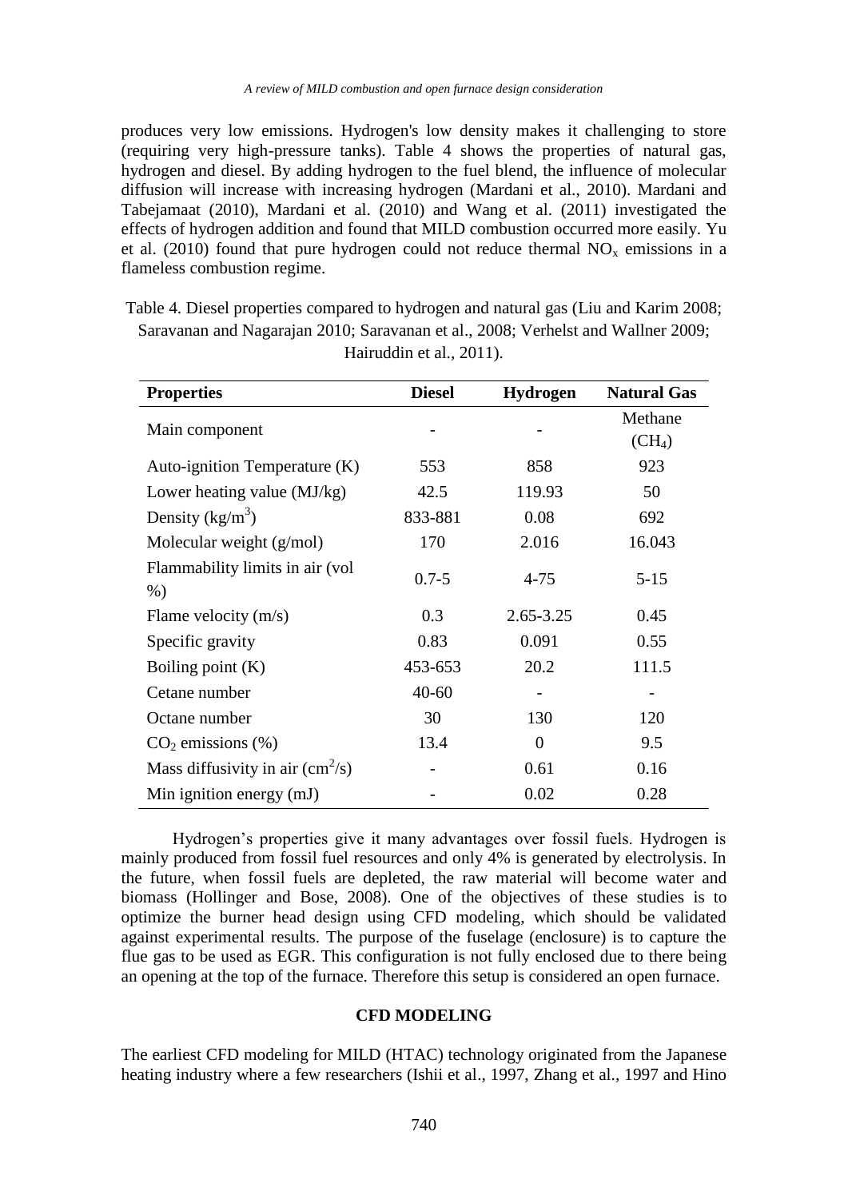produces very low emissions. Hydrogen's low density makes it challenging to store (requiring very high-pressure tanks). Table 4 shows the properties of natural gas, hydrogen and diesel. By adding hydrogen to the fuel blend, the influence of molecular diffusion will increase with increasing hydrogen (Mardani et al., 2010). Mardani and Tabejamaat (2010), Mardani et al. (2010) and Wang et al. (2011) investigated the effects of hydrogen addition and found that MILD combustion occurred more easily. Yu et al. (2010) found that pure hydrogen could not reduce thermal $NO_x$ emissions in a flameless combustion regime.

Table 4. Diesel properties compared to hydrogen and natural gas (Liu and Karim 2008; Saravanan and Nagarajan 2010; Saravanan et al., 2008; Verhelst and Wallner 2009; Hairuddin et al., 2011).

| Properties | Diesel | Hydrogen | Natural Gas |
|---|---|---|---|
| Main component | - | - | Methane ($CH_4$) |
| Auto-ignition Temperature (K) | 553 | 858 | 923 |
| Lower heating value (MJ/kg) | 42.5 | 119.93 | 50 |
| Density ($kg/m^3$) | 833-881 | 0.08 | 692 |
| Molecular weight (g/mol) | 170 | 2.016 | 16.043 |
| Flammability limits in air (vol %) | 0.7-5 | 4-75 | 5-15 |
| Flame velocity (m/s) | 0.3 | 2.65-3.25 | 0.45 |
| Specific gravity | 0.83 | 0.091 | 0.55 |
| Boiling point (K) | 453-653 | 20.2 | 111.5 |
| Cetane number | 40-60 | - | - |
| Octane number | 30 | 130 | 120 |
| $CO_2$ emissions (%) | 13.4 | 0 | 9.5 |
| Mass diffusivity in air ($cm^2/s$) | - | 0.61 | 0.16 |
| Min ignition energy (mJ) | - | 0.02 | 0.28 |

Hydrogen's properties give it many advantages over fossil fuels. Hydrogen is mainly produced from fossil fuel resources and only 4% is generated by electrolysis. In the future, when fossil fuels are depleted, the raw material will become water and biomass (Hollinger and Bose, 2008). One of the objectives of these studies is to optimize the burner head design using CFD modeling, which should be validated against experimental results. The purpose of the fuselage (enclosure) is to capture the flue gas to be used as EGR. This configuration is not fully enclosed due to there being an opening at the top of the furnace. Therefore this setup is considered an open furnace.

## CFD MODELING

The earliest CFD modeling for MILD (HTAC) technology originated from the Japanese heating industry where a few researchers (Ishii et al., 1997, Zhang et al., 1997 and Hino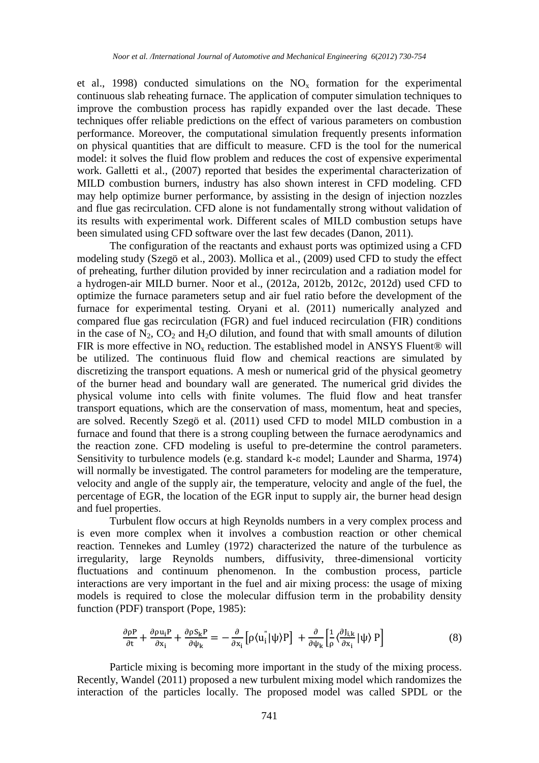et al., 1998) conducted simulations on the $NO_x$ formation for the experimental continuous slab reheating furnace. The application of computer simulation techniques to improve the combustion process has rapidly expanded over the last decade. These techniques offer reliable predictions on the effect of various parameters on combustion performance. Moreover, the computational simulation frequently presents information on physical quantities that are difficult to measure. CFD is the tool for the numerical model: it solves the fluid flow problem and reduces the cost of expensive experimental work. Galletti et al., (2007) reported that besides the experimental characterization of MILD combustion burners, industry has also shown interest in CFD modeling. CFD may help optimize burner performance, by assisting in the design of injection nozzles and flue gas recirculation. CFD alone is not fundamentally strong without validation of its results with experimental work. Different scales of MILD combustion setups have been simulated using CFD software over the last few decades (Danon, 2011).

The configuration of the reactants and exhaust ports was optimized using a CFD modeling study (Szegö et al., 2003). Mollica et al., (2009) used CFD to study the effect of preheating, further dilution provided by inner recirculation and a radiation model for a hydrogen-air MILD burner. Noor et al., (2012a, 2012b, 2012c, 2012d) used CFD to optimize the furnace parameters setup and air fuel ratio before the development of the furnace for experimental testing. Oryani et al. (2011) numerically analyzed and compared flue gas recirculation (FGR) and fuel induced recirculation (FIR) conditions in the case of $N_2$, $CO_2$ and $H_2O$ dilution, and found that with small amounts of dilution FIR is more effective in $NO_x$ reduction. The established model in ANSYS Fluent® will be utilized. The continuous fluid flow and chemical reactions are simulated by discretizing the transport equations. A mesh or numerical grid of the physical geometry of the burner head and boundary wall are generated. The numerical grid divides the physical volume into cells with finite volumes. The fluid flow and heat transfer transport equations, which are the conservation of mass, momentum, heat and species, are solved. Recently Szegö et al. (2011) used CFD to model MILD combustion in a furnace and found that there is a strong coupling between the furnace aerodynamics and the reaction zone. CFD modeling is useful to pre-determine the control parameters. Sensitivity to turbulence models (e.g. standard k-ε model; Launder and Sharma, 1974) will normally be investigated. The control parameters for modeling are the temperature, velocity and angle of the supply air, the temperature, velocity and angle of the fuel, the percentage of EGR, the location of the EGR input to supply air, the burner head design and fuel properties.

Turbulent flow occurs at high Reynolds numbers in a very complex process and is even more complex when it involves a combustion reaction or other chemical reaction. Tennekes and Lumley (1972) characterized the nature of the turbulence as irregularity, large Reynolds numbers, diffusivity, three-dimensional vorticity fluctuations and continuum phenomenon. In the combustion process, particle interactions are very important in the fuel and air mixing process: the usage of mixing models is required to close the molecular diffusion term in the probability density function (PDF) transport (Pope, 1985):

$$\frac{\partial \rho P}{\partial t} + \frac{\partial \rho u_i P}{\partial x_i} + \frac{\partial \rho S_k P}{\partial \psi_k} = -\frac{\partial}{\partial x_i}\left[\rho\langle u_i^{"}|\psi\rangle P\right] + \frac{\partial}{\partial \psi_k}\left[\frac{1}{\rho}\langle\frac{\partial J_{i,k}}{\partial x_i}|\psi\rangle\, P\right] \tag{8}$$

Particle mixing is becoming more important in the study of the mixing process. Recently, Wandel (2011) proposed a new turbulent mixing model which randomizes the interaction of the particles locally. The proposed model was called SPDL or the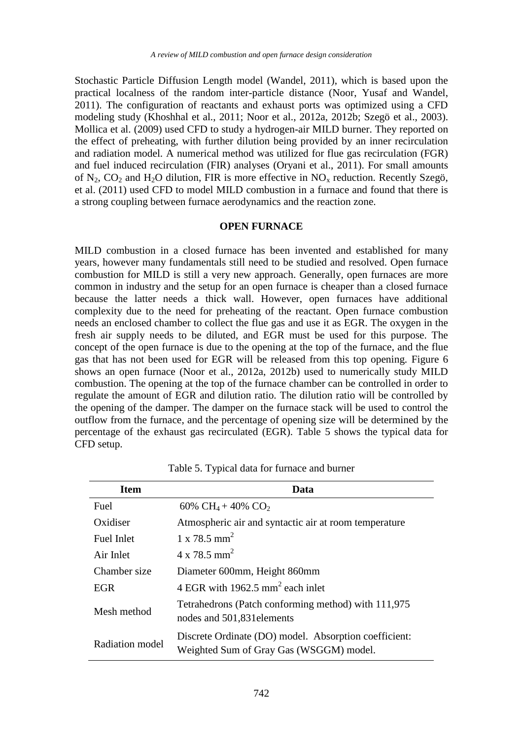Stochastic Particle Diffusion Length model (Wandel, 2011), which is based upon the practical localness of the random inter-particle distance (Noor, Yusaf and Wandel, 2011). The configuration of reactants and exhaust ports was optimized using a CFD modeling study (Khoshhal et al., 2011; Noor et al., 2012a, 2012b; Szegö et al., 2003). Mollica et al. (2009) used CFD to study a hydrogen-air MILD burner. They reported on the effect of preheating, with further dilution being provided by an inner recirculation and radiation model. A numerical method was utilized for flue gas recirculation (FGR) and fuel induced recirculation (FIR) analyses (Oryani et al., 2011). For small amounts of $N_2$, $CO_2$ and $H_2O$ dilution, FIR is more effective in $NO_x$ reduction. Recently Szegö, et al. (2011) used CFD to model MILD combustion in a furnace and found that there is a strong coupling between furnace aerodynamics and the reaction zone.

## OPEN FURNACE

MILD combustion in a closed furnace has been invented and established for many years, however many fundamentals still need to be studied and resolved. Open furnace combustion for MILD is still a very new approach. Generally, open furnaces are more common in industry and the setup for an open furnace is cheaper than a closed furnace because the latter needs a thick wall. However, open furnaces have additional complexity due to the need for preheating of the reactant. Open furnace combustion needs an enclosed chamber to collect the flue gas and use it as EGR. The oxygen in the fresh air supply needs to be diluted, and EGR must be used for this purpose. The concept of the open furnace is due to the opening at the top of the furnace, and the flue gas that has not been used for EGR will be released from this top opening. Figure 6 shows an open furnace (Noor et al., 2012a, 2012b) used to numerically study MILD combustion. The opening at the top of the furnace chamber can be controlled in order to regulate the amount of EGR and dilution ratio. The dilution ratio will be controlled by the opening of the damper. The damper on the furnace stack will be used to control the outflow from the furnace, and the percentage of opening size will be determined by the percentage of the exhaust gas recirculated (EGR). Table 5 shows the typical data for CFD setup.

Table 5. Typical data for furnace and burner

| Item | Data |
| --- | --- |
| Fuel | 60% $CH_4$ + 40% $CO_2$ |
| Oxidiser | Atmospheric air and syntactic air at room temperature |
| Fuel Inlet | 1 x 78.5 $mm^2$ |
| Air Inlet | 4 x 78.5 $mm^2$ |
| Chamber size | Diameter 600mm, Height 860mm |
| EGR | 4 EGR with 1962.5 $mm^2$ each inlet |
| Mesh method | Tetrahedrons (Patch conforming method) with 111,975 nodes and 501,831elements |
| Radiation model | Discrete Ordinate (DO) model. Absorption coefficient: Weighted Sum of Gray Gas (WSGGM) model. |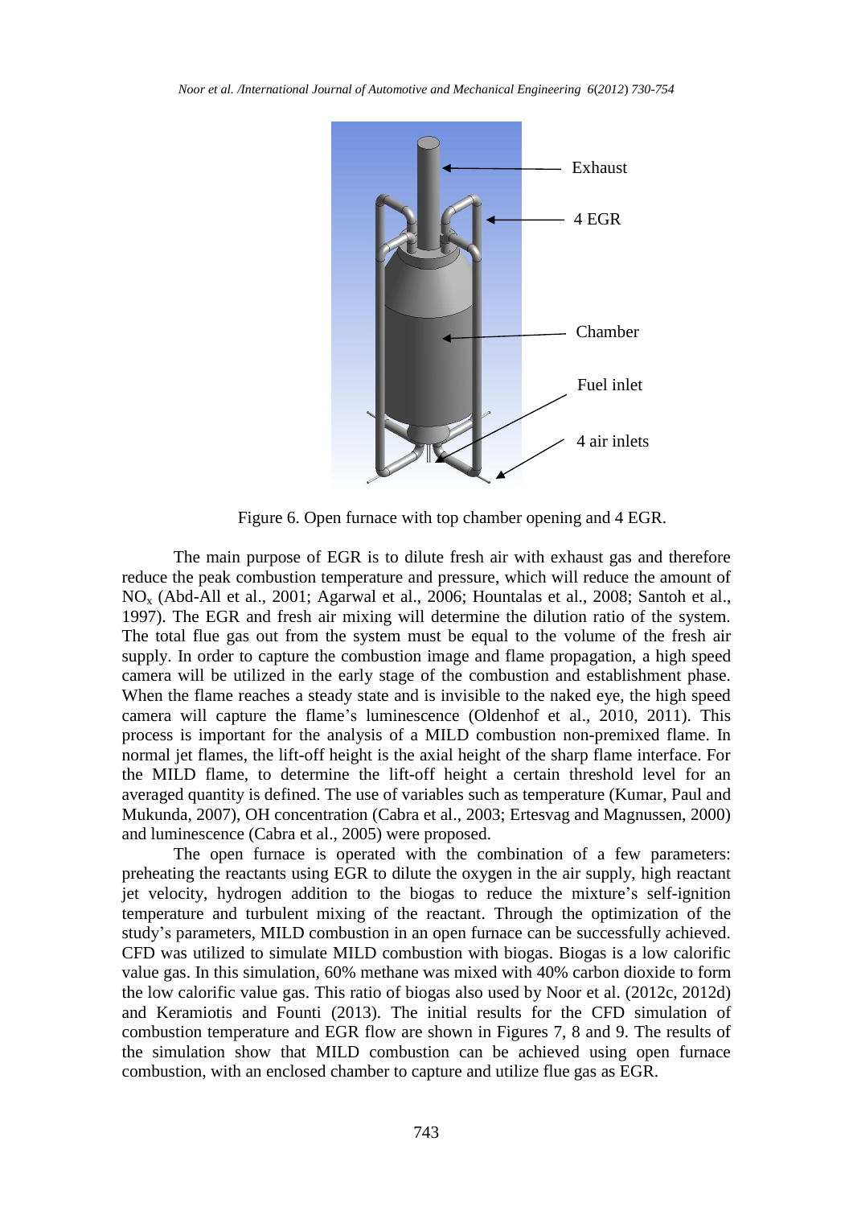Exhaust

4 EGR

Chamber

Fuel inlet

4 air inlets

Figure 6. Open furnace with top chamber opening and 4 EGR.

The main purpose of EGR is to dilute fresh air with exhaust gas and therefore reduce the peak combustion temperature and pressure, which will reduce the amount of $NO_x$ (Abd-All et al., 2001; Agarwal et al., 2006; Hountalas et al., 2008; Santoh et al., 1997). The EGR and fresh air mixing will determine the dilution ratio of the system. The total flue gas out from the system must be equal to the volume of the fresh air supply. In order to capture the combustion image and flame propagation, a high speed camera will be utilized in the early stage of the combustion and establishment phase. When the flame reaches a steady state and is invisible to the naked eye, the high speed camera will capture the flame's luminescence (Oldenhof et al., 2010, 2011). This process is important for the analysis of a MILD combustion non-premixed flame. In normal jet flames, the lift-off height is the axial height of the sharp flame interface. For the MILD flame, to determine the lift-off height a certain threshold level for an averaged quantity is defined. The use of variables such as temperature (Kumar, Paul and Mukunda, 2007), OH concentration (Cabra et al., 2003; Ertesvag and Magnussen, 2000) and luminescence (Cabra et al., 2005) were proposed.

The open furnace is operated with the combination of a few parameters: preheating the reactants using EGR to dilute the oxygen in the air supply, high reactant jet velocity, hydrogen addition to the biogas to reduce the mixture's self-ignition temperature and turbulent mixing of the reactant. Through the optimization of the study's parameters, MILD combustion in an open furnace can be successfully achieved. CFD was utilized to simulate MILD combustion with biogas. Biogas is a low calorific value gas. In this simulation, 60% methane was mixed with 40% carbon dioxide to form the low calorific value gas. This ratio of biogas also used by Noor et al. (2012c, 2012d) and Keramiotis and Founti (2013). The initial results for the CFD simulation of combustion temperature and EGR flow are shown in Figures 7, 8 and 9. The results of the simulation show that MILD combustion can be achieved using open furnace combustion, with an enclosed chamber to capture and utilize flue gas as EGR.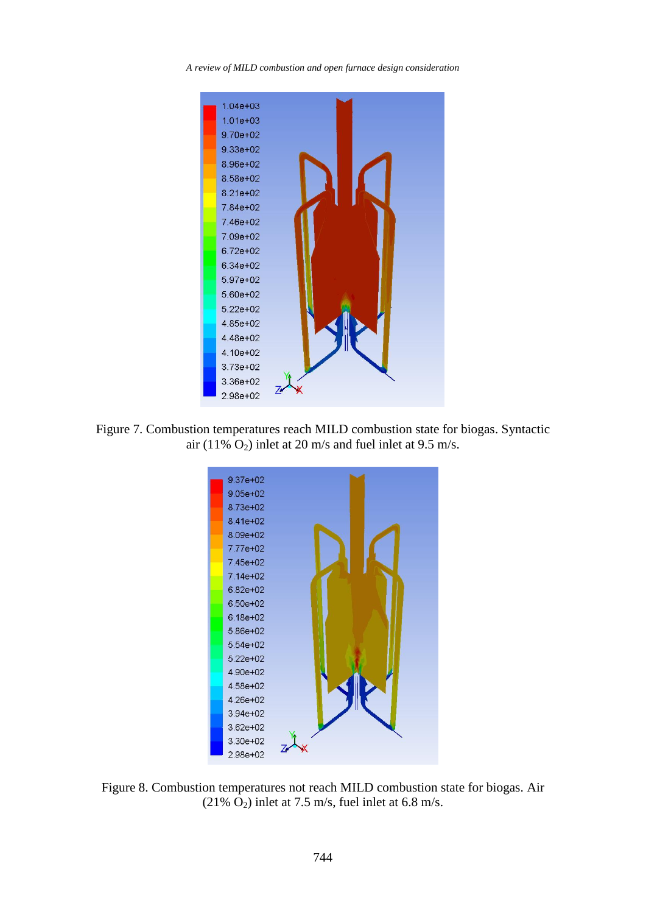1.04e+03
1.01e+03
9.70e+02
9.33e+02
8.96e+02
8.58e+02
8.21e+02
7.84e+02
7.46e+02
7.09e+02
6.72e+02
6.34e+02
5.97e+02
5.60e+02
5.22e+02
4.85e+02
4.48e+02
4.10e+02
3.73e+02
3.36e+02
2.98e+02

Figure 7. Combustion temperatures reach MILD combustion state for biogas. Syntactic air (11% $O_2$) inlet at 20 m/s and fuel inlet at 9.5 m/s.

9.37e+02
9.05e+02
8.73e+02
8.41e+02
8.09e+02
7.77e+02
7.45e+02
7.14e+02
6.82e+02
6.50e+02
6.18e+02
5.86e+02
5.54e+02
5.22e+02
4.90e+02
4.58e+02
4.26e+02
3.94e+02
3.62e+02
3.30e+02
2.98e+02

Figure 8. Combustion temperatures not reach MILD combustion state for biogas. Air (21% $O_2$) inlet at 7.5 m/s, fuel inlet at 6.8 m/s.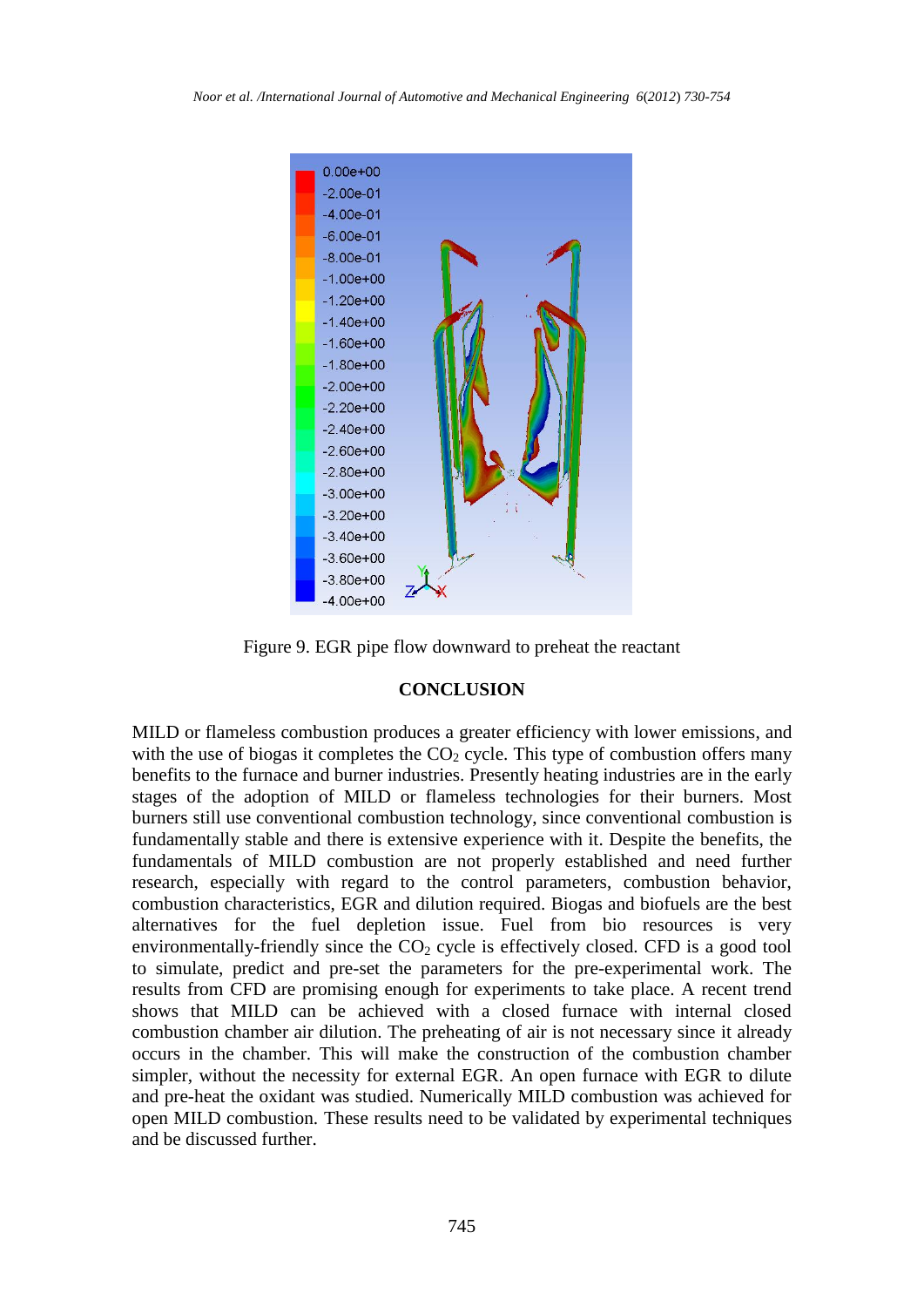0.00e+00
-2.00e-01
-4.00e-01
-6.00e-01
-8.00e-01
-1.00e+00
-1.20e+00
-1.40e+00
-1.60e+00
-1.80e+00
-2.00e+00
-2.20e+00
-2.40e+00
-2.60e+00
-2.80e+00
-3.00e+00
-3.20e+00
-3.40e+00
-3.60e+00
-3.80e+00
-4.00e+00

Figure 9. EGR pipe flow downward to preheat the reactant

## CONCLUSION

MILD or flameless combustion produces a greater efficiency with lower emissions, and with the use of biogas it completes the $CO_2$ cycle. This type of combustion offers many benefits to the furnace and burner industries. Presently heating industries are in the early stages of the adoption of MILD or flameless technologies for their burners. Most burners still use conventional combustion technology, since conventional combustion is fundamentally stable and there is extensive experience with it. Despite the benefits, the fundamentals of MILD combustion are not properly established and need further research, especially with regard to the control parameters, combustion behavior, combustion characteristics, EGR and dilution required. Biogas and biofuels are the best alternatives for the fuel depletion issue. Fuel from bio resources is very environmentally-friendly since the $CO_2$ cycle is effectively closed. CFD is a good tool to simulate, predict and pre-set the parameters for the pre-experimental work. The results from CFD are promising enough for experiments to take place. A recent trend shows that MILD can be achieved with a closed furnace with internal closed combustion chamber air dilution. The preheating of air is not necessary since it already occurs in the chamber. This will make the construction of the combustion chamber simpler, without the necessity for external EGR. An open furnace with EGR to dilute and pre-heat the oxidant was studied. Numerically MILD combustion was achieved for open MILD combustion. These results need to be validated by experimental techniques and be discussed further.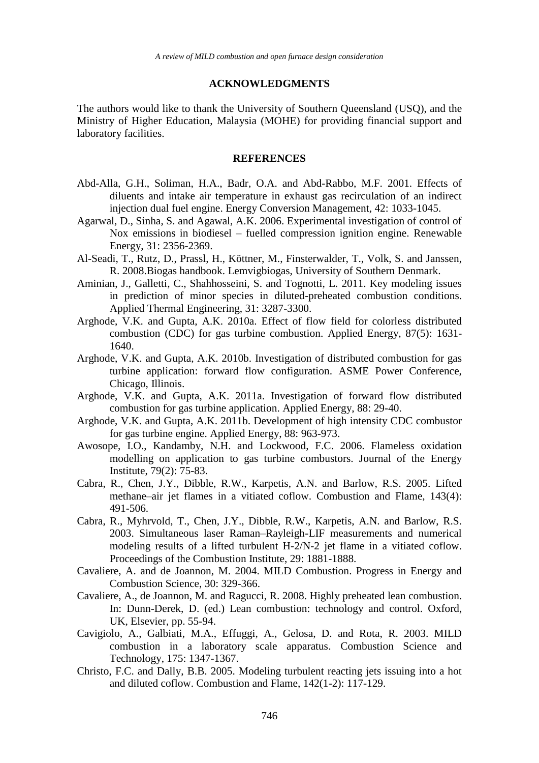## ACKNOWLEDGMENTS

The authors would like to thank the University of Southern Queensland (USQ), and the Ministry of Higher Education, Malaysia (MOHE) for providing financial support and laboratory facilities.

## REFERENCES

Abd-Alla, G.H., Soliman, H.A., Badr, O.A. and Abd-Rabbo, M.F. 2001. Effects of diluents and intake air temperature in exhaust gas recirculation of an indirect injection dual fuel engine. Energy Conversion Management, 42: 1033-1045.

Agarwal, D., Sinha, S. and Agawal, A.K. 2006. Experimental investigation of control of Nox emissions in biodiesel – fuelled compression ignition engine. Renewable Energy, 31: 2356-2369.

Al-Seadi, T., Rutz, D., Prassl, H., Köttner, M., Finsterwalder, T., Volk, S. and Janssen, R. 2008.Biogas handbook. Lemvigbiogas, University of Southern Denmark.

Aminian, J., Galletti, C., Shahhosseini, S. and Tognotti, L. 2011. Key modeling issues in prediction of minor species in diluted-preheated combustion conditions. Applied Thermal Engineering, 31: 3287-3300.

Arghode, V.K. and Gupta, A.K. 2010a. Effect of flow field for colorless distributed combustion (CDC) for gas turbine combustion. Applied Energy, 87(5): 1631-1640.

Arghode, V.K. and Gupta, A.K. 2010b. Investigation of distributed combustion for gas turbine application: forward flow configuration. ASME Power Conference, Chicago, Illinois.

Arghode, V.K. and Gupta, A.K. 2011a. Investigation of forward flow distributed combustion for gas turbine application. Applied Energy, 88: 29-40.

Arghode, V.K. and Gupta, A.K. 2011b. Development of high intensity CDC combustor for gas turbine engine. Applied Energy, 88: 963-973.

Awosope, I.O., Kandamby, N.H. and Lockwood, F.C. 2006. Flameless oxidation modelling on application to gas turbine combustors. Journal of the Energy Institute, 79(2): 75-83.

Cabra, R., Chen, J.Y., Dibble, R.W., Karpetis, A.N. and Barlow, R.S. 2005. Lifted methane–air jet flames in a vitiated coflow. Combustion and Flame, 143(4): 491-506.

Cabra, R., Myhrvold, T., Chen, J.Y., Dibble, R.W., Karpetis, A.N. and Barlow, R.S. 2003. Simultaneous laser Raman–Rayleigh-LIF measurements and numerical modeling results of a lifted turbulent H-2/N-2 jet flame in a vitiated coflow. Proceedings of the Combustion Institute, 29: 1881-1888.

Cavaliere, A. and de Joannon, M. 2004. MILD Combustion. Progress in Energy and Combustion Science, 30: 329-366.

Cavaliere, A., de Joannon, M. and Ragucci, R. 2008. Highly preheated lean combustion. In: Dunn-Derek, D. (ed.) Lean combustion: technology and control. Oxford, UK, Elsevier, pp. 55-94.

Cavigiolo, A., Galbiati, M.A., Effuggi, A., Gelosa, D. and Rota, R. 2003. MILD combustion in a laboratory scale apparatus. Combustion Science and Technology, 175: 1347-1367.

Christo, F.C. and Dally, B.B. 2005. Modeling turbulent reacting jets issuing into a hot and diluted coflow. Combustion and Flame, 142(1-2): 117-129.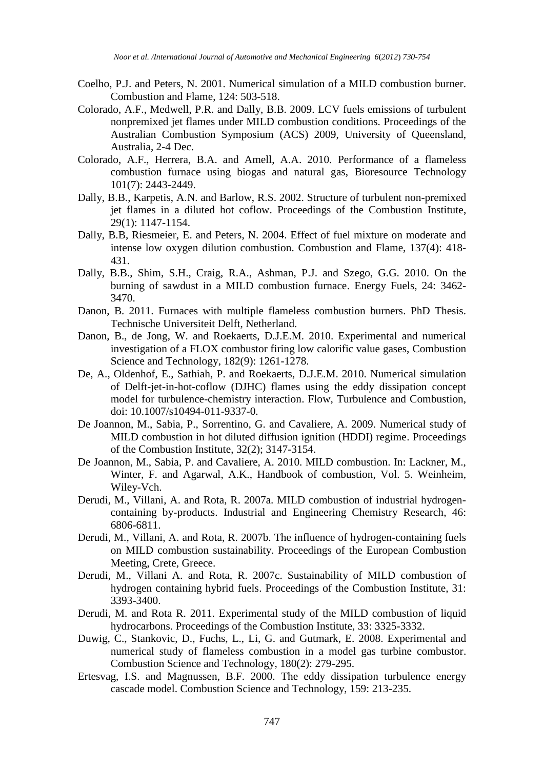Coelho, P.J. and Peters, N. 2001. Numerical simulation of a MILD combustion burner. Combustion and Flame, 124: 503-518.

Colorado, A.F., Medwell, P.R. and Dally, B.B. 2009. LCV fuels emissions of turbulent nonpremixed jet flames under MILD combustion conditions. Proceedings of the Australian Combustion Symposium (ACS) 2009, University of Queensland, Australia, 2-4 Dec.

Colorado, A.F., Herrera, B.A. and Amell, A.A. 2010. Performance of a flameless combustion furnace using biogas and natural gas, Bioresource Technology 101(7): 2443-2449.

Dally, B.B., Karpetis, A.N. and Barlow, R.S. 2002. Structure of turbulent non-premixed jet flames in a diluted hot coflow. Proceedings of the Combustion Institute, 29(1): 1147-1154.

Dally, B.B, Riesmeier, E. and Peters, N. 2004. Effect of fuel mixture on moderate and intense low oxygen dilution combustion. Combustion and Flame, 137(4): 418-431.

Dally, B.B., Shim, S.H., Craig, R.A., Ashman, P.J. and Szego, G.G. 2010. On the burning of sawdust in a MILD combustion furnace. Energy Fuels, 24: 3462-3470.

Danon, B. 2011. Furnaces with multiple flameless combustion burners. PhD Thesis. Technische Universiteit Delft, Netherland.

Danon, B., de Jong, W. and Roekaerts, D.J.E.M. 2010. Experimental and numerical investigation of a FLOX combustor firing low calorific value gases, Combustion Science and Technology, 182(9): 1261-1278.

De, A., Oldenhof, E., Sathiah, P. and Roekaerts, D.J.E.M. 2010. Numerical simulation of Delft-jet-in-hot-coflow (DJHC) flames using the eddy dissipation concept model for turbulence-chemistry interaction. Flow, Turbulence and Combustion, doi: 10.1007/s10494-011-9337-0.

De Joannon, M., Sabia, P., Sorrentino, G. and Cavaliere, A. 2009. Numerical study of MILD combustion in hot diluted diffusion ignition (HDDI) regime. Proceedings of the Combustion Institute, 32(2); 3147-3154.

De Joannon, M., Sabia, P. and Cavaliere, A. 2010. MILD combustion. In: Lackner, M., Winter, F. and Agarwal, A.K., Handbook of combustion, Vol. 5. Weinheim, Wiley-Vch.

Derudi, M., Villani, A. and Rota, R. 2007a. MILD combustion of industrial hydrogen-containing by-products. Industrial and Engineering Chemistry Research, 46: 6806-6811.

Derudi, M., Villani, A. and Rota, R. 2007b. The influence of hydrogen-containing fuels on MILD combustion sustainability. Proceedings of the European Combustion Meeting, Crete, Greece.

Derudi, M., Villani A. and Rota, R. 2007c. Sustainability of MILD combustion of hydrogen containing hybrid fuels. Proceedings of the Combustion Institute, 31: 3393-3400.

Derudi, M. and Rota R. 2011. Experimental study of the MILD combustion of liquid hydrocarbons. Proceedings of the Combustion Institute, 33: 3325-3332.

Duwig, C., Stankovic, D., Fuchs, L., Li, G. and Gutmark, E. 2008. Experimental and numerical study of flameless combustion in a model gas turbine combustor. Combustion Science and Technology, 180(2): 279-295.

Ertesvag, I.S. and Magnussen, B.F. 2000. The eddy dissipation turbulence energy cascade model. Combustion Science and Technology, 159: 213-235.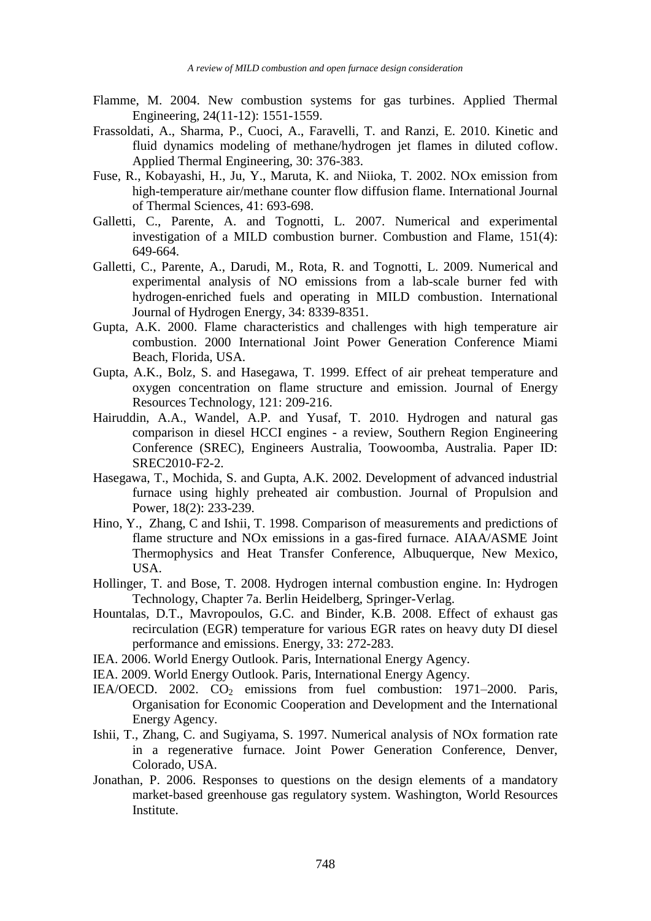Flamme, M. 2004. New combustion systems for gas turbines. Applied Thermal Engineering, 24(11-12): 1551-1559.

Frassoldati, A., Sharma, P., Cuoci, A., Faravelli, T. and Ranzi, E. 2010. Kinetic and fluid dynamics modeling of methane/hydrogen jet flames in diluted coflow. Applied Thermal Engineering, 30: 376-383.

Fuse, R., Kobayashi, H., Ju, Y., Maruta, K. and Niioka, T. 2002. NOx emission from high-temperature air/methane counter flow diffusion flame. International Journal of Thermal Sciences, 41: 693-698.

Galletti, C., Parente, A. and Tognotti, L. 2007. Numerical and experimental investigation of a MILD combustion burner. Combustion and Flame, 151(4): 649-664.

Galletti, C., Parente, A., Darudi, M., Rota, R. and Tognotti, L. 2009. Numerical and experimental analysis of NO emissions from a lab-scale burner fed with hydrogen-enriched fuels and operating in MILD combustion. International Journal of Hydrogen Energy, 34: 8339-8351.

Gupta, A.K. 2000. Flame characteristics and challenges with high temperature air combustion. 2000 International Joint Power Generation Conference Miami Beach, Florida, USA.

Gupta, A.K., Bolz, S. and Hasegawa, T. 1999. Effect of air preheat temperature and oxygen concentration on flame structure and emission. Journal of Energy Resources Technology, 121: 209-216.

Hairuddin, A.A., Wandel, A.P. and Yusaf, T. 2010. Hydrogen and natural gas comparison in diesel HCCI engines - a review, Southern Region Engineering Conference (SREC), Engineers Australia, Toowoomba, Australia. Paper ID: SREC2010-F2-2.

Hasegawa, T., Mochida, S. and Gupta, A.K. 2002. Development of advanced industrial furnace using highly preheated air combustion. Journal of Propulsion and Power, 18(2): 233-239.

Hino, Y., Zhang, C and Ishii, T. 1998. Comparison of measurements and predictions of flame structure and NOx emissions in a gas-fired furnace. AIAA/ASME Joint Thermophysics and Heat Transfer Conference, Albuquerque, New Mexico, USA.

Hollinger, T. and Bose, T. 2008. Hydrogen internal combustion engine. In: Hydrogen Technology, Chapter 7a. Berlin Heidelberg, Springer-Verlag.

Hountalas, D.T., Mavropoulos, G.C. and Binder, K.B. 2008. Effect of exhaust gas recirculation (EGR) temperature for various EGR rates on heavy duty DI diesel performance and emissions. Energy, 33: 272-283.

IEA. 2006. World Energy Outlook. Paris, International Energy Agency.

IEA. 2009. World Energy Outlook. Paris, International Energy Agency.

IEA/OECD. 2002. $CO_2$ emissions from fuel combustion: 1971–2000. Paris, Organisation for Economic Cooperation and Development and the International Energy Agency.

Ishii, T., Zhang, C. and Sugiyama, S. 1997. Numerical analysis of NOx formation rate in a regenerative furnace. Joint Power Generation Conference, Denver, Colorado, USA.

Jonathan, P. 2006. Responses to questions on the design elements of a mandatory market-based greenhouse gas regulatory system. Washington, World Resources Institute.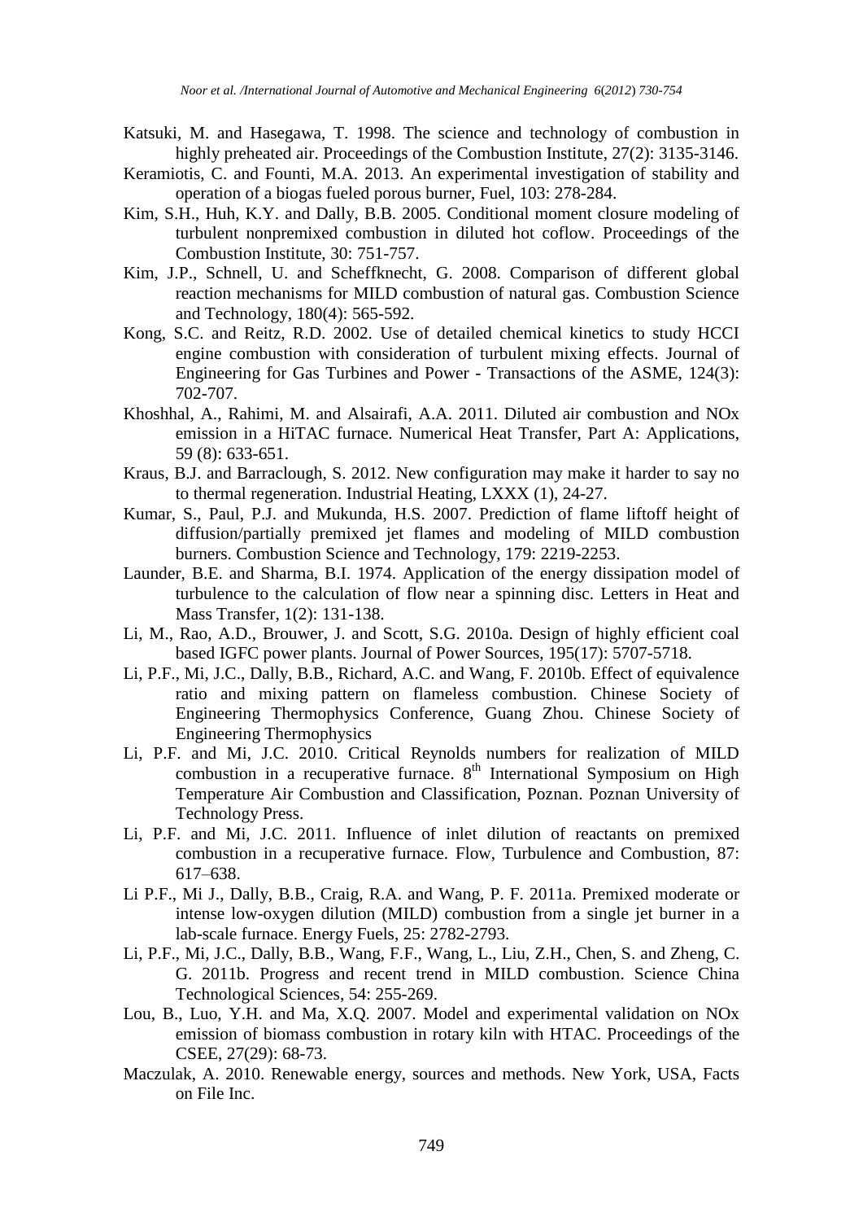Katsuki, M. and Hasegawa, T. 1998. The science and technology of combustion in highly preheated air. Proceedings of the Combustion Institute, 27(2): 3135-3146.

Keramiotis, C. and Founti, M.A. 2013. An experimental investigation of stability and operation of a biogas fueled porous burner, Fuel, 103: 278-284.

Kim, S.H., Huh, K.Y. and Dally, B.B. 2005. Conditional moment closure modeling of turbulent nonpremixed combustion in diluted hot coflow. Proceedings of the Combustion Institute, 30: 751-757.

Kim, J.P., Schnell, U. and Scheffknecht, G. 2008. Comparison of different global reaction mechanisms for MILD combustion of natural gas. Combustion Science and Technology, 180(4): 565-592.

Kong, S.C. and Reitz, R.D. 2002. Use of detailed chemical kinetics to study HCCI engine combustion with consideration of turbulent mixing effects. Journal of Engineering for Gas Turbines and Power - Transactions of the ASME, 124(3): 702-707.

Khoshhal, A., Rahimi, M. and Alsairafi, A.A. 2011. Diluted air combustion and NOx emission in a HiTAC furnace. Numerical Heat Transfer, Part A: Applications, 59 (8): 633-651.

Kraus, B.J. and Barraclough, S. 2012. New configuration may make it harder to say no to thermal regeneration. Industrial Heating, LXXX (1), 24-27.

Kumar, S., Paul, P.J. and Mukunda, H.S. 2007. Prediction of flame liftoff height of diffusion/partially premixed jet flames and modeling of MILD combustion burners. Combustion Science and Technology, 179: 2219-2253.

Launder, B.E. and Sharma, B.I. 1974. Application of the energy dissipation model of turbulence to the calculation of flow near a spinning disc. Letters in Heat and Mass Transfer, 1(2): 131-138.

Li, M., Rao, A.D., Brouwer, J. and Scott, S.G. 2010a. Design of highly efficient coal based IGFC power plants. Journal of Power Sources, 195(17): 5707-5718.

Li, P.F., Mi, J.C., Dally, B.B., Richard, A.C. and Wang, F. 2010b. Effect of equivalence ratio and mixing pattern on flameless combustion. Chinese Society of Engineering Thermophysics Conference, Guang Zhou. Chinese Society of Engineering Thermophysics

Li, P.F. and Mi, J.C. 2010. Critical Reynolds numbers for realization of MILD combustion in a recuperative furnace. 8th International Symposium on High Temperature Air Combustion and Classification, Poznan. Poznan University of Technology Press.

Li, P.F. and Mi, J.C. 2011. Influence of inlet dilution of reactants on premixed combustion in a recuperative furnace. Flow, Turbulence and Combustion, 87: 617–638.

Li P.F., Mi J., Dally, B.B., Craig, R.A. and Wang, P. F. 2011a. Premixed moderate or intense low-oxygen dilution (MILD) combustion from a single jet burner in a lab-scale furnace. Energy Fuels, 25: 2782-2793.

Li, P.F., Mi, J.C., Dally, B.B., Wang, F.F., Wang, L., Liu, Z.H., Chen, S. and Zheng, C. G. 2011b. Progress and recent trend in MILD combustion. Science China Technological Sciences, 54: 255-269.

Lou, B., Luo, Y.H. and Ma, X.Q. 2007. Model and experimental validation on NOx emission of biomass combustion in rotary kiln with HTAC. Proceedings of the CSEE, 27(29): 68-73.

Maczulak, A. 2010. Renewable energy, sources and methods. New York, USA, Facts on File Inc.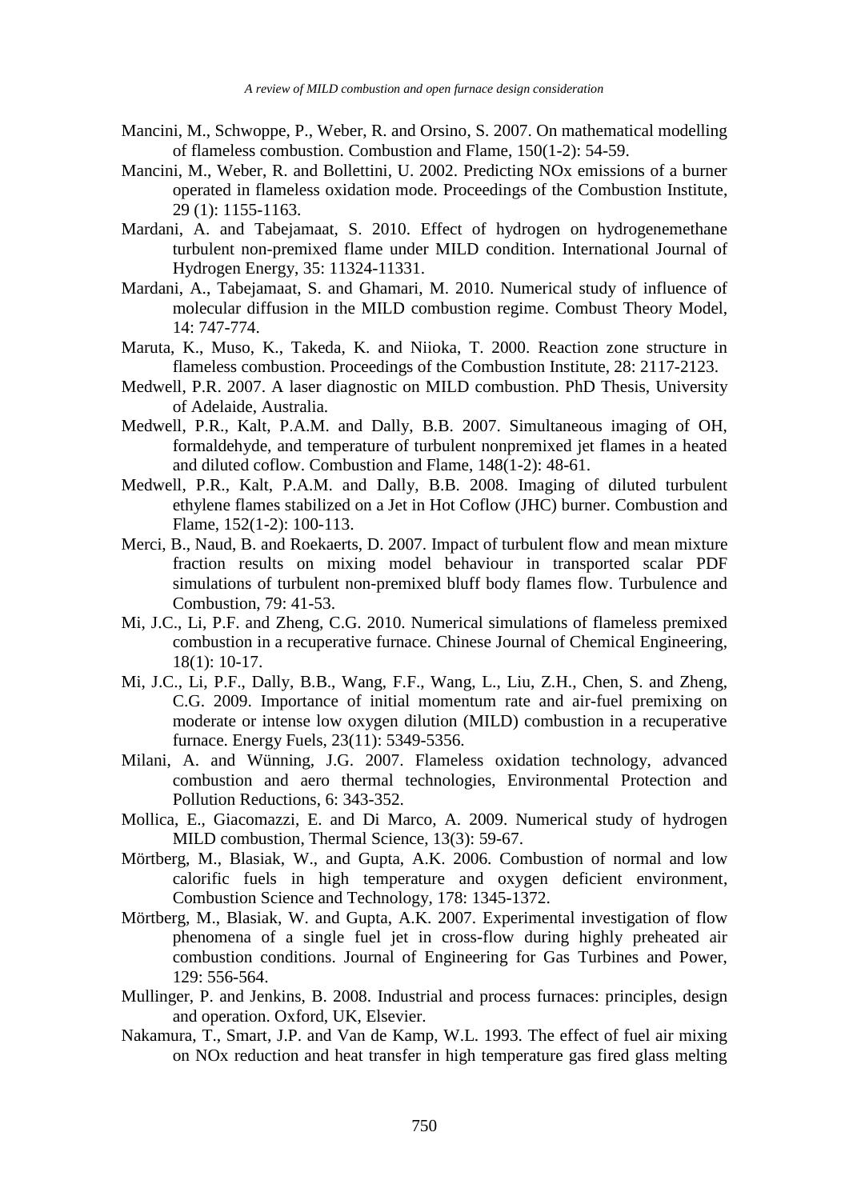Mancini, M., Schwoppe, P., Weber, R. and Orsino, S. 2007. On mathematical modelling of flameless combustion. Combustion and Flame, 150(1-2): 54-59.

Mancini, M., Weber, R. and Bollettini, U. 2002. Predicting NOx emissions of a burner operated in flameless oxidation mode. Proceedings of the Combustion Institute, 29 (1): 1155-1163.

Mardani, A. and Tabejamaat, S. 2010. Effect of hydrogen on hydrogenemethane turbulent non-premixed flame under MILD condition. International Journal of Hydrogen Energy, 35: 11324-11331.

Mardani, A., Tabejamaat, S. and Ghamari, M. 2010. Numerical study of influence of molecular diffusion in the MILD combustion regime. Combust Theory Model, 14: 747-774.

Maruta, K., Muso, K., Takeda, K. and Niioka, T. 2000. Reaction zone structure in flameless combustion. Proceedings of the Combustion Institute, 28: 2117-2123.

Medwell, P.R. 2007. A laser diagnostic on MILD combustion. PhD Thesis, University of Adelaide, Australia.

Medwell, P.R., Kalt, P.A.M. and Dally, B.B. 2007. Simultaneous imaging of OH, formaldehyde, and temperature of turbulent nonpremixed jet flames in a heated and diluted coflow. Combustion and Flame, 148(1-2): 48-61.

Medwell, P.R., Kalt, P.A.M. and Dally, B.B. 2008. Imaging of diluted turbulent ethylene flames stabilized on a Jet in Hot Coflow (JHC) burner. Combustion and Flame, 152(1-2): 100-113.

Merci, B., Naud, B. and Roekaerts, D. 2007. Impact of turbulent flow and mean mixture fraction results on mixing model behaviour in transported scalar PDF simulations of turbulent non-premixed bluff body flames flow. Turbulence and Combustion, 79: 41-53.

Mi, J.C., Li, P.F. and Zheng, C.G. 2010. Numerical simulations of flameless premixed combustion in a recuperative furnace. Chinese Journal of Chemical Engineering, 18(1): 10-17.

Mi, J.C., Li, P.F., Dally, B.B., Wang, F.F., Wang, L., Liu, Z.H., Chen, S. and Zheng, C.G. 2009. Importance of initial momentum rate and air-fuel premixing on moderate or intense low oxygen dilution (MILD) combustion in a recuperative furnace. Energy Fuels, 23(11): 5349-5356.

Milani, A. and Wünning, J.G. 2007. Flameless oxidation technology, advanced combustion and aero thermal technologies, Environmental Protection and Pollution Reductions, 6: 343-352.

Mollica, E., Giacomazzi, E. and Di Marco, A. 2009. Numerical study of hydrogen MILD combustion, Thermal Science, 13(3): 59-67.

Mörtberg, M., Blasiak, W., and Gupta, A.K. 2006. Combustion of normal and low calorific fuels in high temperature and oxygen deficient environment, Combustion Science and Technology, 178: 1345-1372.

Mörtberg, M., Blasiak, W. and Gupta, A.K. 2007. Experimental investigation of flow phenomena of a single fuel jet in cross-flow during highly preheated air combustion conditions. Journal of Engineering for Gas Turbines and Power, 129: 556-564.

Mullinger, P. and Jenkins, B. 2008. Industrial and process furnaces: principles, design and operation. Oxford, UK, Elsevier.

Nakamura, T., Smart, J.P. and Van de Kamp, W.L. 1993. The effect of fuel air mixing on NOx reduction and heat transfer in high temperature gas fired glass melting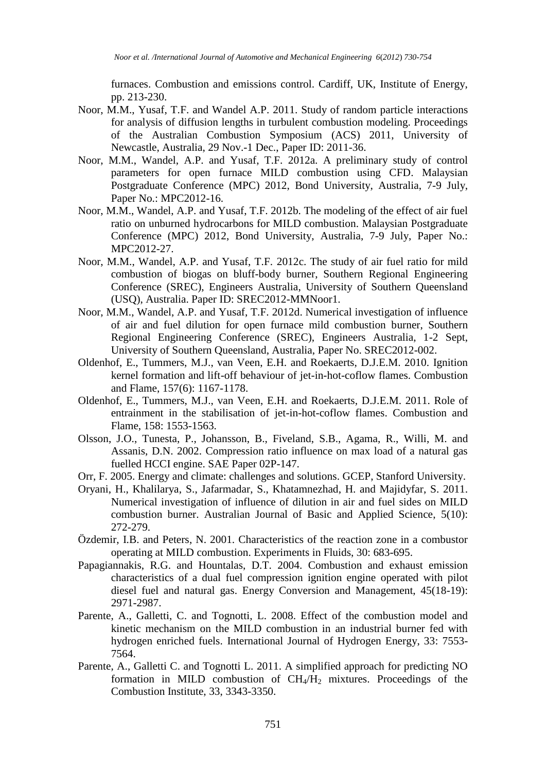furnaces. Combustion and emissions control. Cardiff, UK, Institute of Energy, pp. 213-230.

Noor, M.M., Yusaf, T.F. and Wandel A.P. 2011. Study of random particle interactions for analysis of diffusion lengths in turbulent combustion modeling. Proceedings of the Australian Combustion Symposium (ACS) 2011, University of Newcastle, Australia, 29 Nov.-1 Dec., Paper ID: 2011-36.

Noor, M.M., Wandel, A.P. and Yusaf, T.F. 2012a. A preliminary study of control parameters for open furnace MILD combustion using CFD. Malaysian Postgraduate Conference (MPC) 2012, Bond University, Australia, 7-9 July, Paper No.: MPC2012-16.

Noor, M.M., Wandel, A.P. and Yusaf, T.F. 2012b. The modeling of the effect of air fuel ratio on unburned hydrocarbons for MILD combustion. Malaysian Postgraduate Conference (MPC) 2012, Bond University, Australia, 7-9 July, Paper No.: MPC2012-27.

Noor, M.M., Wandel, A.P. and Yusaf, T.F. 2012c. The study of air fuel ratio for mild combustion of biogas on bluff-body burner, Southern Regional Engineering Conference (SREC), Engineers Australia, University of Southern Queensland (USQ), Australia. Paper ID: SREC2012-MMNoor1.

Noor, M.M., Wandel, A.P. and Yusaf, T.F. 2012d. Numerical investigation of influence of air and fuel dilution for open furnace mild combustion burner, Southern Regional Engineering Conference (SREC), Engineers Australia, 1-2 Sept, University of Southern Queensland, Australia, Paper No. SREC2012-002.

Oldenhof, E., Tummers, M.J., van Veen, E.H. and Roekaerts, D.J.E.M. 2010. Ignition kernel formation and lift-off behaviour of jet-in-hot-coflow flames. Combustion and Flame, 157(6): 1167-1178.

Oldenhof, E., Tummers, M.J., van Veen, E.H. and Roekaerts, D.J.E.M. 2011. Role of entrainment in the stabilisation of jet-in-hot-coflow flames. Combustion and Flame, 158: 1553-1563.

Olsson, J.O., Tunesta, P., Johansson, B., Fiveland, S.B., Agama, R., Willi, M. and Assanis, D.N. 2002. Compression ratio influence on max load of a natural gas fuelled HCCI engine. SAE Paper 02P-147.

Orr, F. 2005. Energy and climate: challenges and solutions. GCEP, Stanford University.

Oryani, H., Khalilarya, S., Jafarmadar, S., Khatamnezhad, H. and Majidyfar, S. 2011. Numerical investigation of influence of dilution in air and fuel sides on MILD combustion burner. Australian Journal of Basic and Applied Science, 5(10): 272-279.

Özdemir, I.B. and Peters, N. 2001. Characteristics of the reaction zone in a combustor operating at MILD combustion. Experiments in Fluids, 30: 683-695.

Papagiannakis, R.G. and Hountalas, D.T. 2004. Combustion and exhaust emission characteristics of a dual fuel compression ignition engine operated with pilot diesel fuel and natural gas. Energy Conversion and Management, 45(18-19): 2971-2987.

Parente, A., Galletti, C. and Tognotti, L. 2008. Effect of the combustion model and kinetic mechanism on the MILD combustion in an industrial burner fed with hydrogen enriched fuels. International Journal of Hydrogen Energy, 33: 7553-7564.

Parente, A., Galletti C. and Tognotti L. 2011. A simplified approach for predicting NO formation in MILD combustion of $CH_4/H_2$ mixtures. Proceedings of the Combustion Institute, 33, 3343-3350.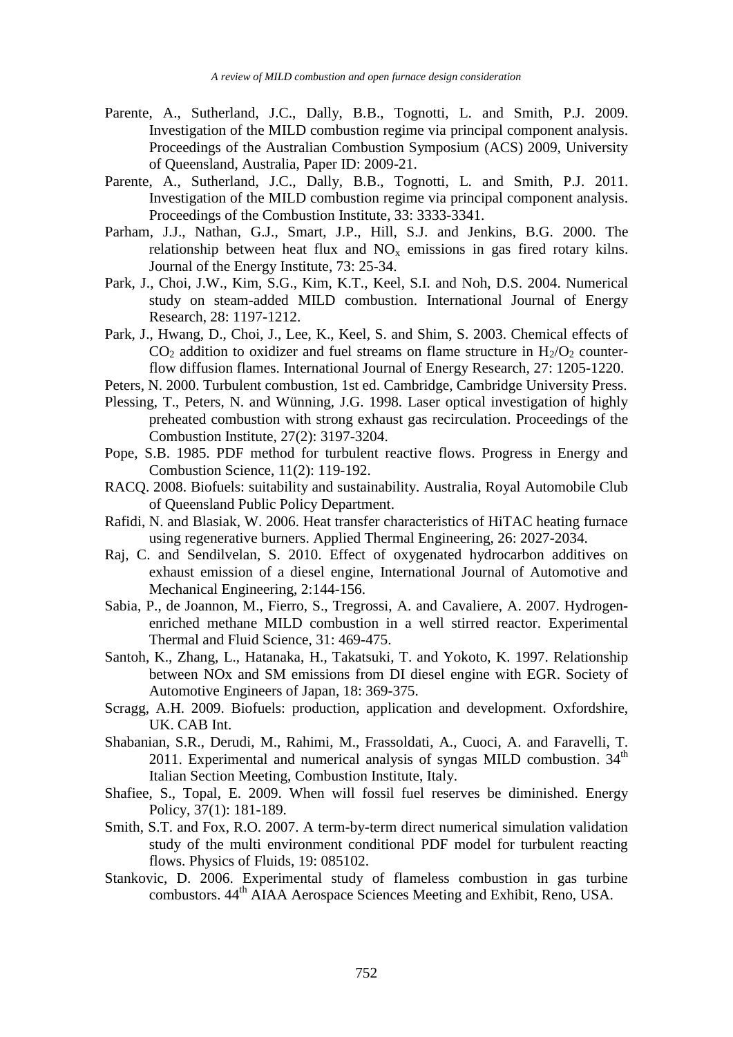Parente, A., Sutherland, J.C., Dally, B.B., Tognotti, L. and Smith, P.J. 2009. Investigation of the MILD combustion regime via principal component analysis. Proceedings of the Australian Combustion Symposium (ACS) 2009, University of Queensland, Australia, Paper ID: 2009-21.

Parente, A., Sutherland, J.C., Dally, B.B., Tognotti, L. and Smith, P.J. 2011. Investigation of the MILD combustion regime via principal component analysis. Proceedings of the Combustion Institute, 33: 3333-3341.

Parham, J.J., Nathan, G.J., Smart, J.P., Hill, S.J. and Jenkins, B.G. 2000. The relationship between heat flux and $NO_x$ emissions in gas fired rotary kilns. Journal of the Energy Institute, 73: 25-34.

Park, J., Choi, J.W., Kim, S.G., Kim, K.T., Keel, S.I. and Noh, D.S. 2004. Numerical study on steam-added MILD combustion. International Journal of Energy Research, 28: 1197-1212.

Park, J., Hwang, D., Choi, J., Lee, K., Keel, S. and Shim, S. 2003. Chemical effects of $CO_2$ addition to oxidizer and fuel streams on flame structure in $H_2/O_2$ counter-flow diffusion flames. International Journal of Energy Research, 27: 1205-1220.

Peters, N. 2000. Turbulent combustion, 1st ed. Cambridge, Cambridge University Press.

Plessing, T., Peters, N. and Wünning, J.G. 1998. Laser optical investigation of highly preheated combustion with strong exhaust gas recirculation. Proceedings of the Combustion Institute, 27(2): 3197-3204.

Pope, S.B. 1985. PDF method for turbulent reactive flows. Progress in Energy and Combustion Science, 11(2): 119-192.

RACQ. 2008. Biofuels: suitability and sustainability. Australia, Royal Automobile Club of Queensland Public Policy Department.

Rafidi, N. and Blasiak, W. 2006. Heat transfer characteristics of HiTAC heating furnace using regenerative burners. Applied Thermal Engineering, 26: 2027-2034.

Raj, C. and Sendilvelan, S. 2010. Effect of oxygenated hydrocarbon additives on exhaust emission of a diesel engine, International Journal of Automotive and Mechanical Engineering, 2:144-156.

Sabia, P., de Joannon, M., Fierro, S., Tregrossi, A. and Cavaliere, A. 2007. Hydrogen-enriched methane MILD combustion in a well stirred reactor. Experimental Thermal and Fluid Science, 31: 469-475.

Santoh, K., Zhang, L., Hatanaka, H., Takatsuki, T. and Yokoto, K. 1997. Relationship between NOx and SM emissions from DI diesel engine with EGR. Society of Automotive Engineers of Japan, 18: 369-375.

Scragg, A.H. 2009. Biofuels: production, application and development. Oxfordshire, UK. CAB Int.

Shabanian, S.R., Derudi, M., Rahimi, M., Frassoldati, A., Cuoci, A. and Faravelli, T. 2011. Experimental and numerical analysis of syngas MILD combustion. 34th Italian Section Meeting, Combustion Institute, Italy.

Shafiee, S., Topal, E. 2009. When will fossil fuel reserves be diminished. Energy Policy, 37(1): 181-189.

Smith, S.T. and Fox, R.O. 2007. A term-by-term direct numerical simulation validation study of the multi environment conditional PDF model for turbulent reacting flows. Physics of Fluids, 19: 085102.

Stankovic, D. 2006. Experimental study of flameless combustion in gas turbine combustors. 44th AIAA Aerospace Sciences Meeting and Exhibit, Reno, USA.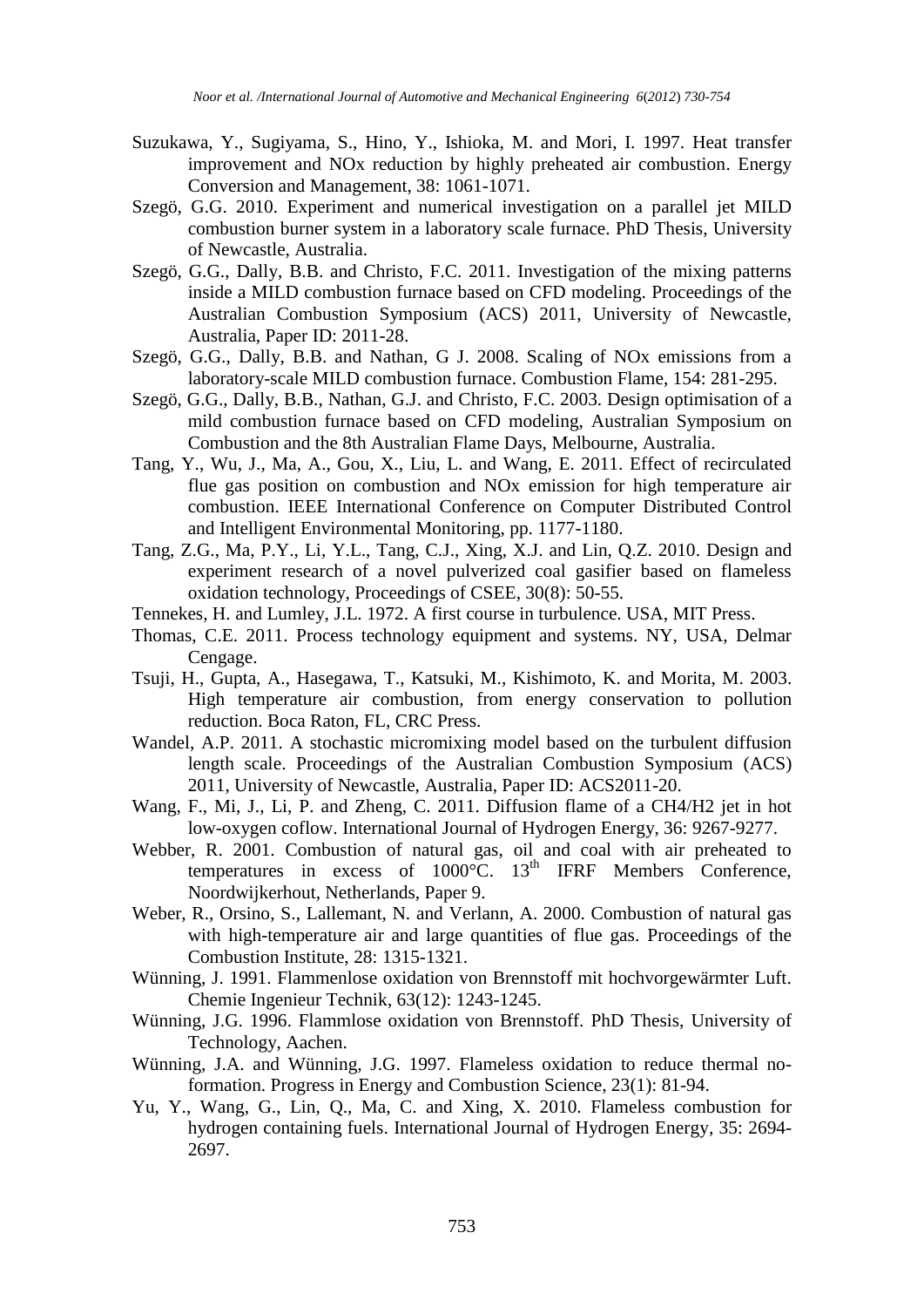Suzukawa, Y., Sugiyama, S., Hino, Y., Ishioka, M. and Mori, I. 1997. Heat transfer improvement and NOx reduction by highly preheated air combustion. Energy Conversion and Management, 38: 1061-1071.

Szegö, G.G. 2010. Experiment and numerical investigation on a parallel jet MILD combustion burner system in a laboratory scale furnace. PhD Thesis, University of Newcastle, Australia.

Szegö, G.G., Dally, B.B. and Christo, F.C. 2011. Investigation of the mixing patterns inside a MILD combustion furnace based on CFD modeling. Proceedings of the Australian Combustion Symposium (ACS) 2011, University of Newcastle, Australia, Paper ID: 2011-28.

Szegö, G.G., Dally, B.B. and Nathan, G J. 2008. Scaling of NOx emissions from a laboratory-scale MILD combustion furnace. Combustion Flame, 154: 281-295.

Szegö, G.G., Dally, B.B., Nathan, G.J. and Christo, F.C. 2003. Design optimisation of a mild combustion furnace based on CFD modeling, Australian Symposium on Combustion and the 8th Australian Flame Days, Melbourne, Australia.

Tang, Y., Wu, J., Ma, A., Gou, X., Liu, L. and Wang, E. 2011. Effect of recirculated flue gas position on combustion and NOx emission for high temperature air combustion. IEEE International Conference on Computer Distributed Control and Intelligent Environmental Monitoring, pp. 1177-1180.

Tang, Z.G., Ma, P.Y., Li, Y.L., Tang, C.J., Xing, X.J. and Lin, Q.Z. 2010. Design and experiment research of a novel pulverized coal gasifier based on flameless oxidation technology, Proceedings of CSEE, 30(8): 50-55.

Tennekes, H. and Lumley, J.L. 1972. A first course in turbulence. USA, MIT Press.

Thomas, C.E. 2011. Process technology equipment and systems. NY, USA, Delmar Cengage.

Tsuji, H., Gupta, A., Hasegawa, T., Katsuki, M., Kishimoto, K. and Morita, M. 2003. High temperature air combustion, from energy conservation to pollution reduction. Boca Raton, FL, CRC Press.

Wandel, A.P. 2011. A stochastic micromixing model based on the turbulent diffusion length scale. Proceedings of the Australian Combustion Symposium (ACS) 2011, University of Newcastle, Australia, Paper ID: ACS2011-20.

Wang, F., Mi, J., Li, P. and Zheng, C. 2011. Diffusion flame of a CH4/H2 jet in hot low-oxygen coflow. International Journal of Hydrogen Energy, 36: 9267-9277.

Webber, R. 2001. Combustion of natural gas, oil and coal with air preheated to temperatures in excess of 1000°C. 13th IFRF Members Conference, Noordwijkerhout, Netherlands, Paper 9.

Weber, R., Orsino, S., Lallemant, N. and Verlann, A. 2000. Combustion of natural gas with high-temperature air and large quantities of flue gas. Proceedings of the Combustion Institute, 28: 1315-1321.

Wünning, J. 1991. Flammenlose oxidation von Brennstoff mit hochvorgewärmter Luft. Chemie Ingenieur Technik, 63(12): 1243-1245.

Wünning, J.G. 1996. Flammlose oxidation von Brennstoff. PhD Thesis, University of Technology, Aachen.

Wünning, J.A. and Wünning, J.G. 1997. Flameless oxidation to reduce thermal no-formation. Progress in Energy and Combustion Science, 23(1): 81-94.

Yu, Y., Wang, G., Lin, Q., Ma, C. and Xing, X. 2010. Flameless combustion for hydrogen containing fuels. International Journal of Hydrogen Energy, 35: 2694-2697.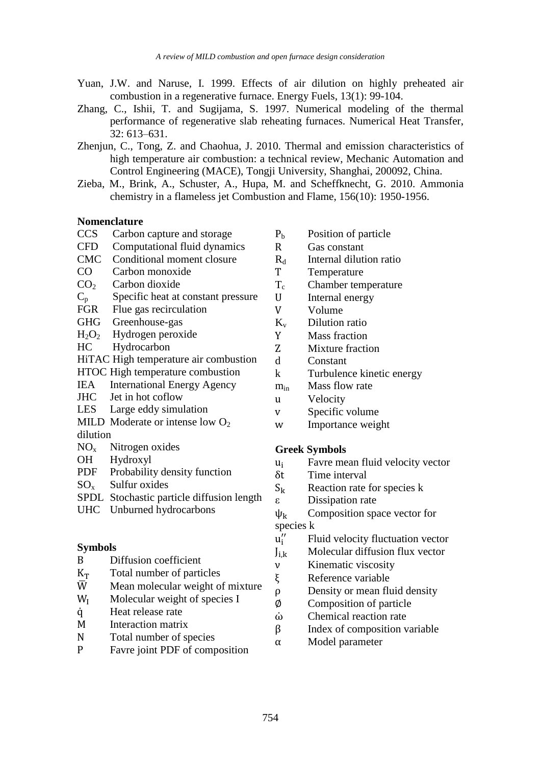Yuan, J.W. and Naruse, I. 1999. Effects of air dilution on highly preheated air combustion in a regenerative furnace. Energy Fuels, 13(1): 99-104.

Zhang, C., Ishii, T. and Sugijama, S. 1997. Numerical modeling of the thermal performance of regenerative slab reheating furnaces. Numerical Heat Transfer, 32: 613–631.

Zhenjun, C., Tong, Z. and Chaohua, J. 2010. Thermal and emission characteristics of high temperature air combustion: a technical review, Mechanic Automation and Control Engineering (MACE), Tongji University, Shanghai, 200092, China.

Zieba, M., Brink, A., Schuster, A., Hupa, M. and Scheffknecht, G. 2010. Ammonia chemistry in a flameless jet Combustion and Flame, 156(10): 1950-1956.

## Nomenclature

| | |
|---|---|
| CCS | Carbon capture and storage |
| CFD | Computational fluid dynamics |
| CMC | Conditional moment closure |
| CO | Carbon monoxide |
| $CO_2$ | Carbon dioxide |
| $C_p$ | Specific heat at constant pressure |
| FGR | Flue gas recirculation |
| GHG | Greenhouse-gas |
| $H_2O_2$ | Hydrogen peroxide |
| HC | Hydrocarbon |
| HiTAC | High temperature air combustion |
| HTOC | High temperature combustion |
| IEA | International Energy Agency |
| JHC | Jet in hot coflow |
| LES | Large eddy simulation |
| MILD | Moderate or intense low $O_2$ dilution |
| $NO_x$ | Nitrogen oxides |
| OH | Hydroxyl |
| PDF | Probability density function |
| $SO_x$ | Sulfur oxides |
| SPDL | Stochastic particle diffusion length |
| UHC | Unburned hydrocarbons |

### Symbols

| | |
|---|---|
| B | Diffusion coefficient |
| $K_T$ | Total number of particles |
| $\bar{W}$ | Mean molecular weight of mixture |
| $W_I$ | Molecular weight of species I |
| $\dot{q}$ | Heat release rate |
| M | Interaction matrix |
| N | Total number of species |
| P | Favre joint PDF of composition |
| $P_b$ | Position of particle |
| R | Gas constant |
| $R_d$ | Internal dilution ratio |
| T | Temperature |
| $T_c$ | Chamber temperature |
| U | Internal energy |
| V | Volume |
| $K_v$ | Dilution ratio |
| Y | Mass fraction |
| Z | Mixture fraction |
| d | Constant |
| k | Turbulence kinetic energy |
| $m_{in}$ | Mass flow rate |
| u | Velocity |
| v | Specific volume |
| w | Importance weight |

### Greek Symbols

| | |
|---|---|
| $u_i$ | Favre mean fluid velocity vector |
| $\delta t$ | Time interval |
| $S_k$ | Reaction rate for species k |
| $\varepsilon$ | Dissipation rate |
| $\psi_k$ | Composition space vector for species k |
| $u_i''$ | Fluid velocity fluctuation vector |
| $J_{i,k}$ | Molecular diffusion flux vector |
| $\nu$ | Kinematic viscosity |
| $\xi$ | Reference variable |
| $\rho$ | Density or mean fluid density |
| $\emptyset$ | Composition of particle |
| $\dot{\omega}$ | Chemical reaction rate |
| $\beta$ | Index of composition variable |
| $\alpha$ | Model parameter |